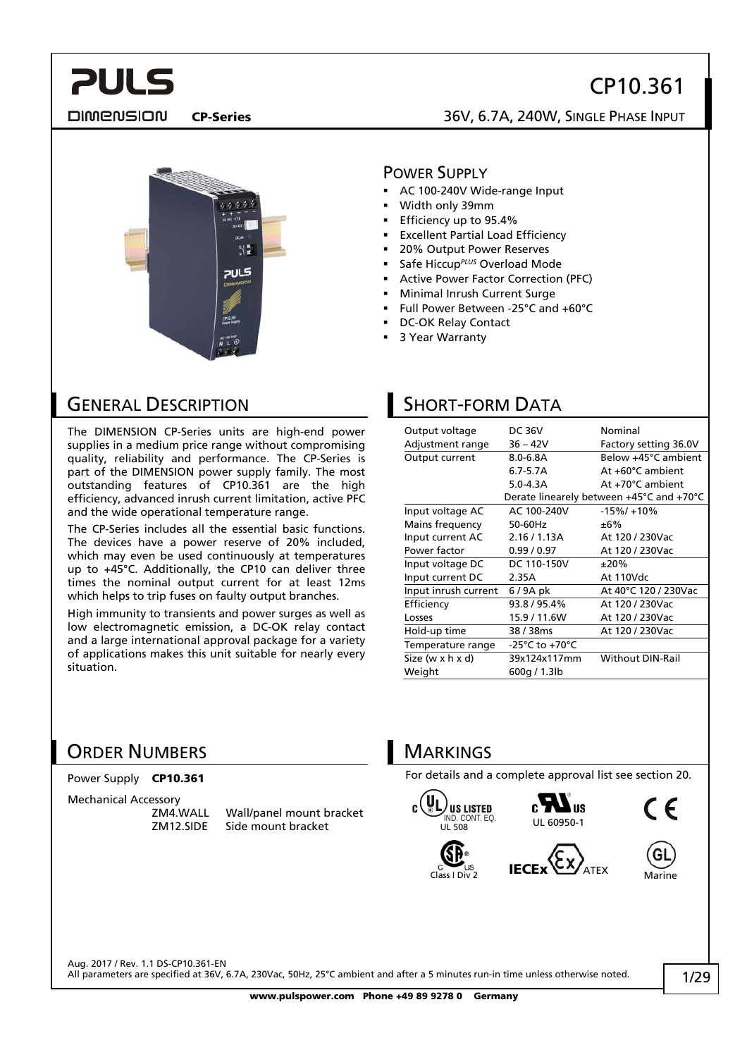# CP10.361

**DIMENSION** **CP-Series**

36V, 6.7A, 240W, SINGLE PHASE INPUT

## POWER SUPPLY

- AC 100-240V Wide-range Input
- Width only 39mm
- Efficiency up to 95.4%
- Excellent Partial Load Efficiency
- 20% Output Power Reserves
- Safe Hiccup[PLUS] Overload Mode
- Active Power Factor Correction (PFC)
- Minimal Inrush Current Surge
- Full Power Between -25°C and +60°C
- DC-OK Relay Contact
- 3 Year Warranty

## GENERAL DESCRIPTION

The DIMENSION CP-Series units are high-end power supplies in a medium price range without compromising quality, reliability and performance. The CP-Series is part of the DIMENSION power supply family. The most outstanding features of CP10.361 are the high efficiency, advanced inrush current limitation, active PFC and the wide operational temperature range.

The CP-Series includes all the essential basic functions. The devices have a power reserve of 20% included, which may even be used continuously at temperatures up to +45°C. Additionally, the CP10 can deliver three times the nominal output current for at least 12ms which helps to trip fuses on faulty output branches.

High immunity to transients and power surges as well as low electromagnetic emission, a DC-OK relay contact and a large international approval package for a variety of applications makes this unit suitable for nearly every situation.

## SHORT-FORM DATA

| | | |
|---|---|---|
| Output voltage | DC 36V | Nominal |
| Adjustment range | 36 – 42V | Factory setting 36.0V |
| Output current | 8.0-6.8A | Below +45°C ambient |
| | 6.7-5.7A | At +60°C ambient |
| | 5.0-4.3A | At +70°C ambient |
| | Derate linearly between +45°C and +70°C | |
| Input voltage AC | AC 100-240V | -15%/ +10% |
| Mains frequency | 50-60Hz | ±6% |
| Input current AC | 2.16 / 1.13A | At 120 / 230Vac |
| Power factor | 0.99 / 0.97 | At 120 / 230Vac |
| Input voltage DC | DC 110-150V | ±20% |
| Input current DC | 2.35A | At 110Vdc |
| Input inrush current | 6 / 9A pk | At 40°C 120 / 230Vac |
| Efficiency | 93.8 / 95.4% | At 120 / 230Vac |
| Losses | 15.9 / 11.6W | At 120 / 230Vac |
| Hold-up time | 38 / 38ms | At 120 / 230Vac |
| Temperature range | -25°C to +70°C | |
| Size (w x h x d) | 39x124x117mm | Without DIN-Rail |
| Weight | 600g / 1.3lb | |

## ORDER NUMBERS

Power Supply **CP10.361**

Mechanical Accessory

| | |
|---|---|
| ZM4.WALL | Wall/panel mount bracket |
| ZM12.SIDE | Side mount bracket |

## MARKINGS

For details and a complete approval list see section 20.

UL 508 (c UL US LISTED IND. CONT. EQ.), UL 60950-1, CE, Class I Div 2, IECEx, ATEX, Marine

Aug. 2017 / Rev. 1.1 DS-CP10.361-EN

All parameters are specified at 36V, 6.7A, 230Vac, 50Hz, 25°C ambient and after a 5 minutes run-in time unless otherwise noted.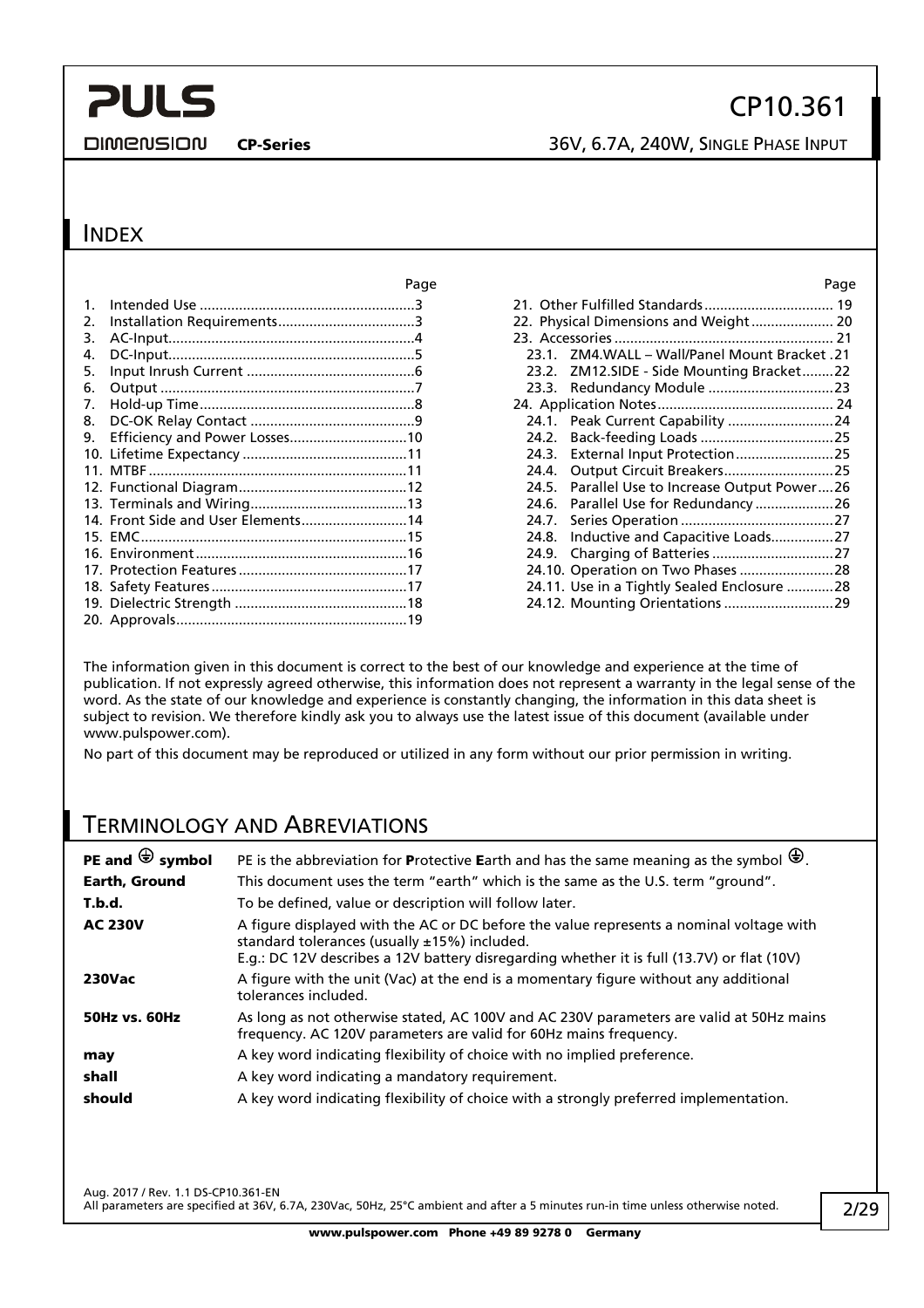## INDEX

| | Page |
|---|---|
| 1. Intended Use | 3 |
| 2. Installation Requirements | 3 |
| 3. AC-Input | 4 |
| 4. DC-Input | 5 |
| 5. Input Inrush Current | 6 |
| 6. Output | 7 |
| 7. Hold-up Time | 8 |
| 8. DC-OK Relay Contact | 9 |
| 9. Efficiency and Power Losses | 10 |
| 10. Lifetime Expectancy | 11 |
| 11. MTBF | 11 |
| 12. Functional Diagram | 12 |
| 13. Terminals and Wiring | 13 |
| 14. Front Side and User Elements | 14 |
| 15. EMC | 15 |
| 16. Environment | 16 |
| 17. Protection Features | 17 |
| 18. Safety Features | 17 |
| 19. Dielectric Strength | 18 |
| 20. Approvals | 19 |
| 21. Other Fulfilled Standards | 19 |
| 22. Physical Dimensions and Weight | 20 |
| 23. Accessories | 21 |
| 23.1. ZM4.WALL – Wall/Panel Mount Bracket | 21 |
| 23.2. ZM12.SIDE - Side Mounting Bracket | 22 |
| 23.3. Redundancy Module | 23 |
| 24. Application Notes | 24 |
| 24.1. Peak Current Capability | 24 |
| 24.2. Back-feeding Loads | 25 |
| 24.3. External Input Protection | 25 |
| 24.4. Output Circuit Breakers | 25 |
| 24.5. Parallel Use to Increase Output Power | 26 |
| 24.6. Parallel Use for Redundancy | 26 |
| 24.7. Series Operation | 27 |
| 24.8. Inductive and Capacitive Loads | 27 |
| 24.9. Charging of Batteries | 27 |
| 24.10. Operation on Two Phases | 28 |
| 24.11. Use in a Tightly Sealed Enclosure | 28 |
| 24.12. Mounting Orientations | 29 |

The information given in this document is correct to the best of our knowledge and experience at the time of publication. If not expressly agreed otherwise, this information does not represent a warranty in the legal sense of the word. As the state of our knowledge and experience is constantly changing, the information in this data sheet is subject to revision. We therefore kindly ask you to always use the latest issue of this document (available under www.pulspower.com).

No part of this document may be reproduced or utilized in any form without our prior permission in writing.

## TERMINOLOGY AND ABREVIATIONS

| | |
|---|---|
| **PE and ⏚ symbol** | PE is the abbreviation for **P**rotective **E**arth and has the same meaning as the symbol ⏚. |
| **Earth, Ground** | This document uses the term "earth" which is the same as the U.S. term "ground". |
| **T.b.d.** | To be defined, value or description will follow later. |
| **AC 230V** | A figure displayed with the AC or DC before the value represents a nominal voltage with standard tolerances (usually ±15%) included. E.g.: DC 12V describes a 12V battery disregarding whether it is full (13.7V) or flat (10V) |
| **230Vac** | A figure with the unit (Vac) at the end is a momentary figure without any additional tolerances included. |
| **50Hz vs. 60Hz** | As long as not otherwise stated, AC 100V and AC 230V parameters are valid at 50Hz mains frequency. AC 120V parameters are valid for 60Hz mains frequency. |
| **may** | A key word indicating flexibility of choice with no implied preference. |
| **shall** | A key word indicating a mandatory requirement. |
| **should** | A key word indicating flexibility of choice with a strongly preferred implementation. |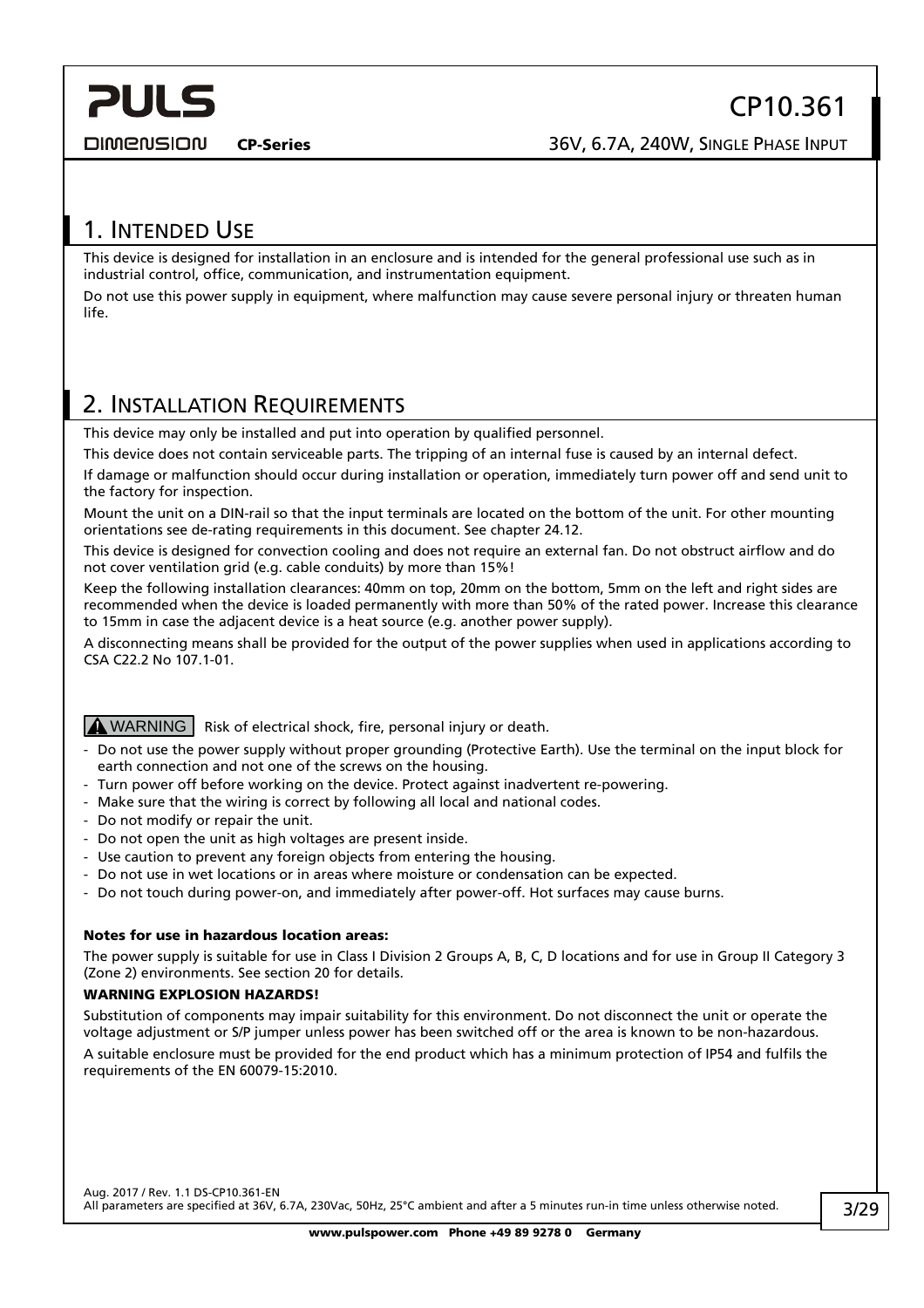## 1. Intended Use

This device is designed for installation in an enclosure and is intended for the general professional use such as in industrial control, office, communication, and instrumentation equipment.

Do not use this power supply in equipment, where malfunction may cause severe personal injury or threaten human life.

## 2. Installation Requirements

This device may only be installed and put into operation by qualified personnel.

This device does not contain serviceable parts. The tripping of an internal fuse is caused by an internal defect.

If damage or malfunction should occur during installation or operation, immediately turn power off and send unit to the factory for inspection.

Mount the unit on a DIN-rail so that the input terminals are located on the bottom of the unit. For other mounting orientations see de-rating requirements in this document. See chapter 24.12.

This device is designed for convection cooling and does not require an external fan. Do not obstruct airflow and do not cover ventilation grid (e.g. cable conduits) by more than 15%!

Keep the following installation clearances: 40mm on top, 20mm on the bottom, 5mm on the left and right sides are recommended when the device is loaded permanently with more than 50% of the rated power. Increase this clearance to 15mm in case the adjacent device is a heat source (e.g. another power supply).

A disconnecting means shall be provided for the output of the power supplies when used in applications according to CSA C22.2 No 107.1-01.

**WARNING** Risk of electrical shock, fire, personal injury or death.

- Do not use the power supply without proper grounding (Protective Earth). Use the terminal on the input block for earth connection and not one of the screws on the housing.
- Turn power off before working on the device. Protect against inadvertent re-powering.
- Make sure that the wiring is correct by following all local and national codes.
- Do not modify or repair the unit.
- Do not open the unit as high voltages are present inside.
- Use caution to prevent any foreign objects from entering the housing.
- Do not use in wet locations or in areas where moisture or condensation can be expected.
- Do not touch during power-on, and immediately after power-off. Hot surfaces may cause burns.

**Notes for use in hazardous location areas:**

The power supply is suitable for use in Class I Division 2 Groups A, B, C, D locations and for use in Group II Category 3 (Zone 2) environments. See section 20 for details.

**WARNING EXPLOSION HAZARDS!**

Substitution of components may impair suitability for this environment. Do not disconnect the unit or operate the voltage adjustment or S/P jumper unless power has been switched off or the area is known to be non-hazardous.

A suitable enclosure must be provided for the end product which has a minimum protection of IP54 and fulfils the requirements of the EN 60079-15:2010.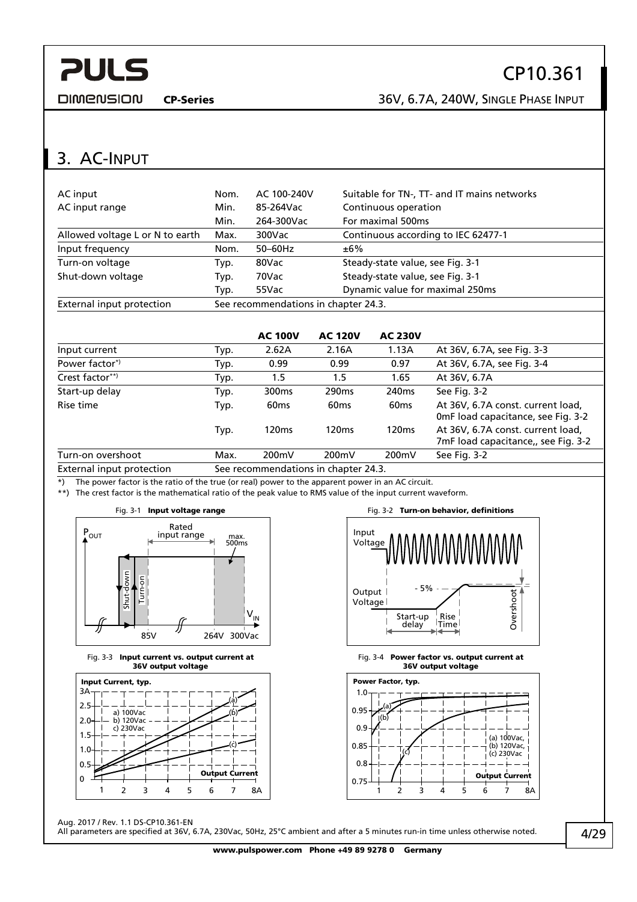## 3. AC-Input

| | | | |
|---|---|---|---|
| AC input | Nom. | AC 100-240V | Suitable for TN-, TT- and IT mains networks |
| AC input range | Min. | 85-264Vac | Continuous operation |
| | Min. | 264-300Vac | For maximal 500ms |
| Allowed voltage L or N to earth | Max. | 300Vac | Continuous according to IEC 62477-1 |
| Input frequency | Nom. | 50–60Hz | ±6% |
| Turn-on voltage | Typ. | 80Vac | Steady-state value, see Fig. 3-1 |
| Shut-down voltage | Typ. | 70Vac | Steady-state value, see Fig. 3-1 |
| | Typ. | 55Vac | Dynamic value for maximal 250ms |
| External input protection | See recommendations in chapter 24.3. | | |

| | | **AC 100V** | **AC 120V** | **AC 230V** | |
|---|---|---|---|---|---|
| Input current | Typ. | 2.62A | 2.16A | 1.13A | At 36V, 6.7A, see Fig. 3-3 |
| Power factor*) | Typ. | 0.99 | 0.99 | 0.97 | At 36V, 6.7A, see Fig. 3-4 |
| Crest factor**) | Typ. | 1.5 | 1.5 | 1.65 | At 36V, 6.7A |
| Start-up delay | Typ. | 300ms | 290ms | 240ms | See Fig. 3-2 |
| Rise time | Typ. | 60ms | 60ms | 60ms | At 36V, 6.7A const. current load, 0mF load capacitance, see Fig. 3-2 |
| | Typ. | 120ms | 120ms | 120ms | At 36V, 6.7A const. current load, 7mF load capacitance,, see Fig. 3-2 |
| Turn-on overshoot | Max. | 200mV | 200mV | 200mV | See Fig. 3-2 |
| External input protection | See recommendations in chapter 24.3. | | | | |

*) The power factor is the ratio of the true (or real) power to the apparent power in an AC circuit.

**) The crest factor is the mathematical ratio of the peak value to RMS value of the input current waveform.

Fig. 3-1 **Input voltage range**

Fig. 3-2 **Turn-on behavior, definitions**

Fig. 3-3 **Input current vs. output current at 36V output voltage**

Fig. 3-4 **Power factor vs. output current at 36V output voltage**

Aug. 2017 / Rev. 1.1 DS-CP10.361-EN

All parameters are specified at 36V, 6.7A, 230Vac, 50Hz, 25°C ambient and after a 5 minutes run-in time unless otherwise noted.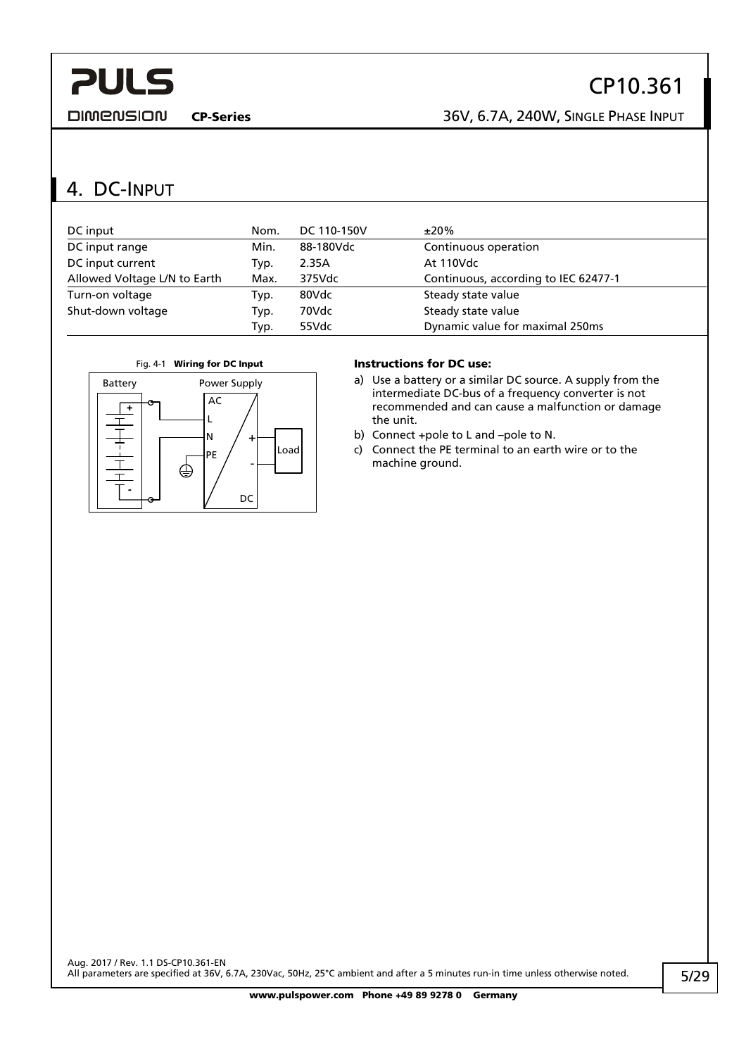# 4. DC-Input

| | | | |
|---|---|---|---|
| DC input | Nom. | DC 110-150V | ±20% |
| DC input range | Min. | 88-180Vdc | Continuous operation |
| DC input current | Typ. | 2.35A | At 110Vdc |
| Allowed Voltage L/N to Earth | Max. | 375Vdc | Continuous, according to IEC 62477-1 |
| Turn-on voltage | Typ. | 80Vdc | Steady state value |
| Shut-down voltage | Typ. | 70Vdc | Steady state value |
| | Typ. | 55Vdc | Dynamic value for maximal 250ms |

Fig. 4-1 **Wiring for DC Input**

**Instructions for DC use:**

a) Use a battery or a similar DC source. A supply from the intermediate DC-bus of a frequency converter is not recommended and can cause a malfunction or damage the unit.

b) Connect +pole to L and –pole to N.

c) Connect the PE terminal to an earth wire or to the machine ground.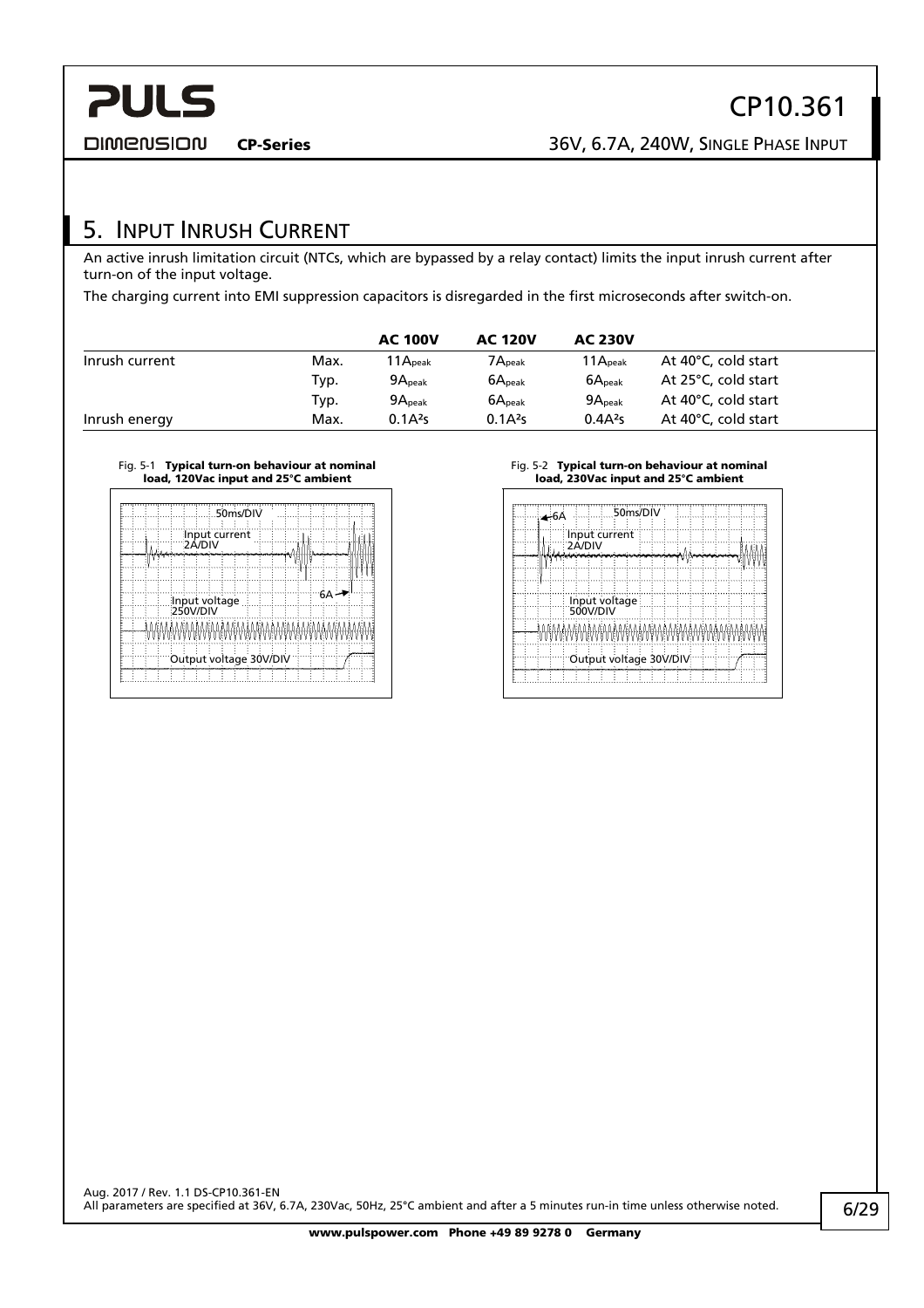## 5. Input Inrush Current

An active inrush limitation circuit (NTCs, which are bypassed by a relay contact) limits the input inrush current after turn-on of the input voltage.

The charging current into EMI suppression capacitors is disregarded in the first microseconds after switch-on.

| | | AC 100V | AC 120V | AC 230V | |
|---|---|---|---|---|---|
| Inrush current | Max. | $11A_{peak}$ | $7A_{peak}$ | $11A_{peak}$ | At 40°C, cold start |
| | Typ. | $9A_{peak}$ | $6A_{peak}$ | $6A_{peak}$ | At 25°C, cold start |
| | Typ. | $9A_{peak}$ | $6A_{peak}$ | $9A_{peak}$ | At 40°C, cold start |
| Inrush energy | Max. | $0.1A^2s$ | $0.1A^2s$ | $0.4A^2s$ | At 40°C, cold start |

Fig. 5-1 **Typical turn-on behaviour at nominal load, 120Vac input and 25°C ambient**

Fig. 5-2 **Typical turn-on behaviour at nominal load, 230Vac input and 25°C ambient**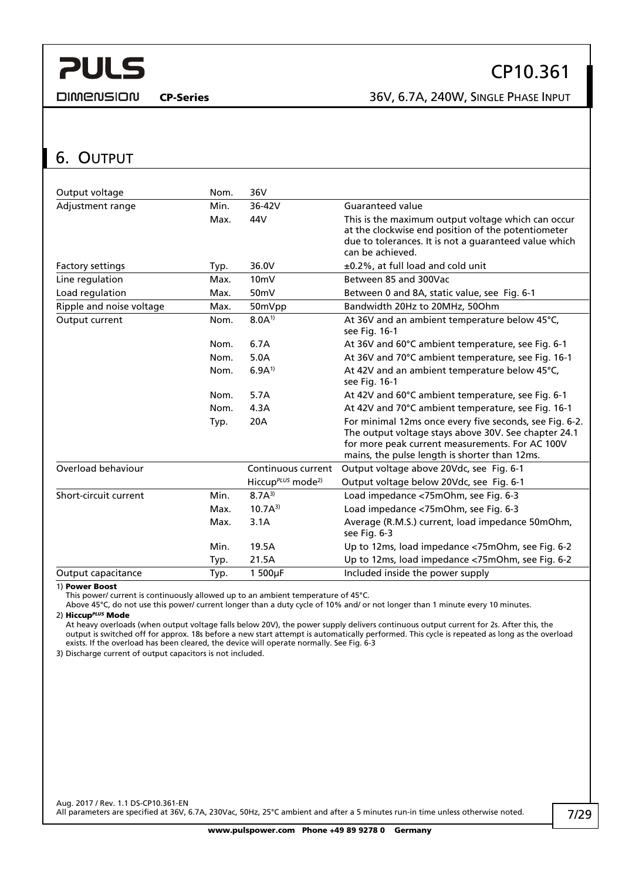## 6. Output

| | | | |
|---|---|---|---|
| Output voltage | Nom. | 36V | |
| Adjustment range | Min. | 36-42V | Guaranteed value |
| | Max. | 44V | This is the maximum output voltage which can occur at the clockwise end position of the potentiometer due to tolerances. It is not a guaranteed value which can be achieved. |
| Factory settings | Typ. | 36.0V | ±0.2%, at full load and cold unit |
| Line regulation | Max. | 10mV | Between 85 and 300Vac |
| Load regulation | Max. | 50mV | Between 0 and 8A, static value, see Fig. 6-1 |
| Ripple and noise voltage | Max. | 50mVpp | Bandwidth 20Hz to 20MHz, 50Ohm |
| Output current | Nom. | 8.0A[1] | At 36V and an ambient temperature below 45°C, see Fig. 16-1 |
| | Nom. | 6.7A | At 36V and 60°C ambient temperature, see Fig. 6-1 |
| | Nom. | 5.0A | At 36V and 70°C ambient temperature, see Fig. 16-1 |
| | Nom. | 6.9A[1] | At 42V and an ambient temperature below 45°C, see Fig. 16-1 |
| | Nom. | 5.7A | At 42V and 60°C ambient temperature, see Fig. 6-1 |
| | Nom. | 4.3A | At 42V and 70°C ambient temperature, see Fig. 16-1 |
| | Typ. | 20A | For minimal 12ms once every five seconds, see Fig. 6-2. The output voltage stays above 30V. See chapter 24.1 for more peak current measurements. For AC 100V mains, the pulse length is shorter than 12ms. |
| Overload behaviour | | Continuous current | Output voltage above 20Vdc, see Fig. 6-1 |
| | | Hiccup*PLUS* mode[2] | Output voltage below 20Vdc, see Fig. 6-1 |
| Short-circuit current | Min. | 8.7A[3] | Load impedance <75mOhm, see Fig. 6-3 |
| | Max. | 10.7A[3] | Load impedance <75mOhm, see Fig. 6-3 |
| | Max. | 3.1A | Average (R.M.S.) current, load impedance 50mOhm, see Fig. 6-3 |
| | Min. | 19.5A | Up to 12ms, load impedance <75mOhm, see Fig. 6-2 |
| | Typ. | 21.5A | Up to 12ms, load impedance <75mOhm, see Fig. 6-2 |
| Output capacitance | Typ. | 1 500µF | Included inside the power supply |

1) **Power Boost**
This power/ current is continuously allowed up to an ambient temperature of 45°C.
Above 45°C, do not use this power/ current longer than a duty cycle of 10% and/ or not longer than 1 minute every 10 minutes.

2) **Hiccup*PLUS* Mode**
At heavy overloads (when output voltage falls below 20V), the power supply delivers continuous output current for 2s. After this, the output is switched off for approx. 18s before a new start attempt is automatically performed. This cycle is repeated as long as the overload exists. If the overload has been cleared, the device will operate normally. See Fig. 6-3

3) Discharge current of output capacitors is not included.

All parameters are specified at 36V, 6.7A, 230Vac, 50Hz, 25°C ambient and after a 5 minutes run-in time unless otherwise noted.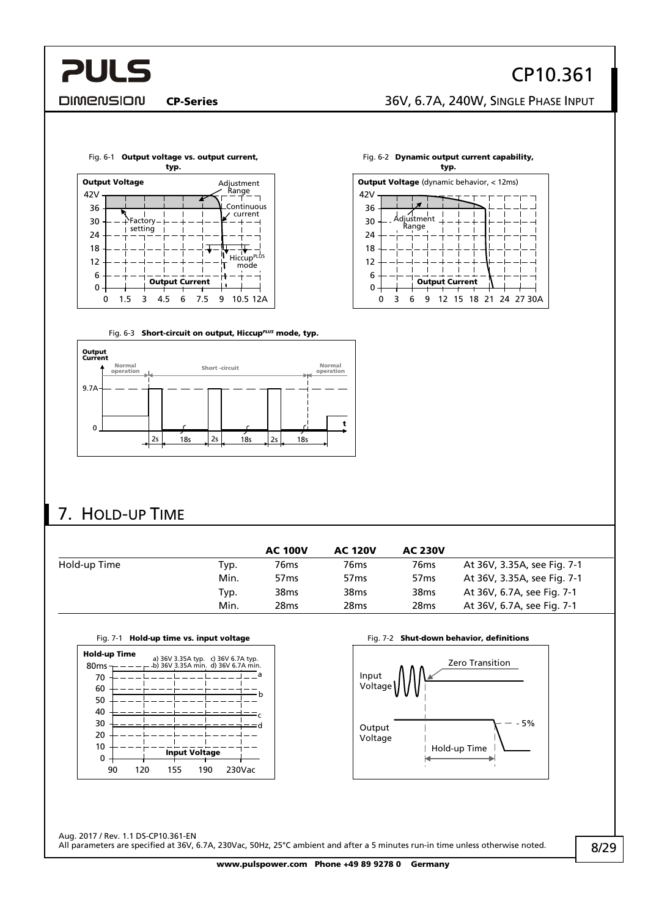Fig. 6-1 **Output voltage vs. output current, typ.**

Fig. 6-2 **Dynamic output current capability, typ.**

Fig. 6-3 **Short-circuit on output, Hiccup*PLUS* mode, typ.**

## 7. Hold-up Time

| | | AC 100V | AC 120V | AC 230V | |
|---|---|---|---|---|---|
| Hold-up Time | Typ. | 76ms | 76ms | 76ms | At 36V, 3.35A, see Fig. 7-1 |
| | Min. | 57ms | 57ms | 57ms | At 36V, 3.35A, see Fig. 7-1 |
| | Typ. | 38ms | 38ms | 38ms | At 36V, 6.7A, see Fig. 7-1 |
| | Min. | 28ms | 28ms | 28ms | At 36V, 6.7A, see Fig. 7-1 |

Fig. 7-1 **Hold-up time vs. input voltage**

Fig. 7-2 **Shut-down behavior, definitions**

Aug. 2017 / Rev. 1.1 DS-CP10.361-EN

All parameters are specified at 36V, 6.7A, 230Vac, 50Hz, 25°C ambient and after a 5 minutes run-in time unless otherwise noted.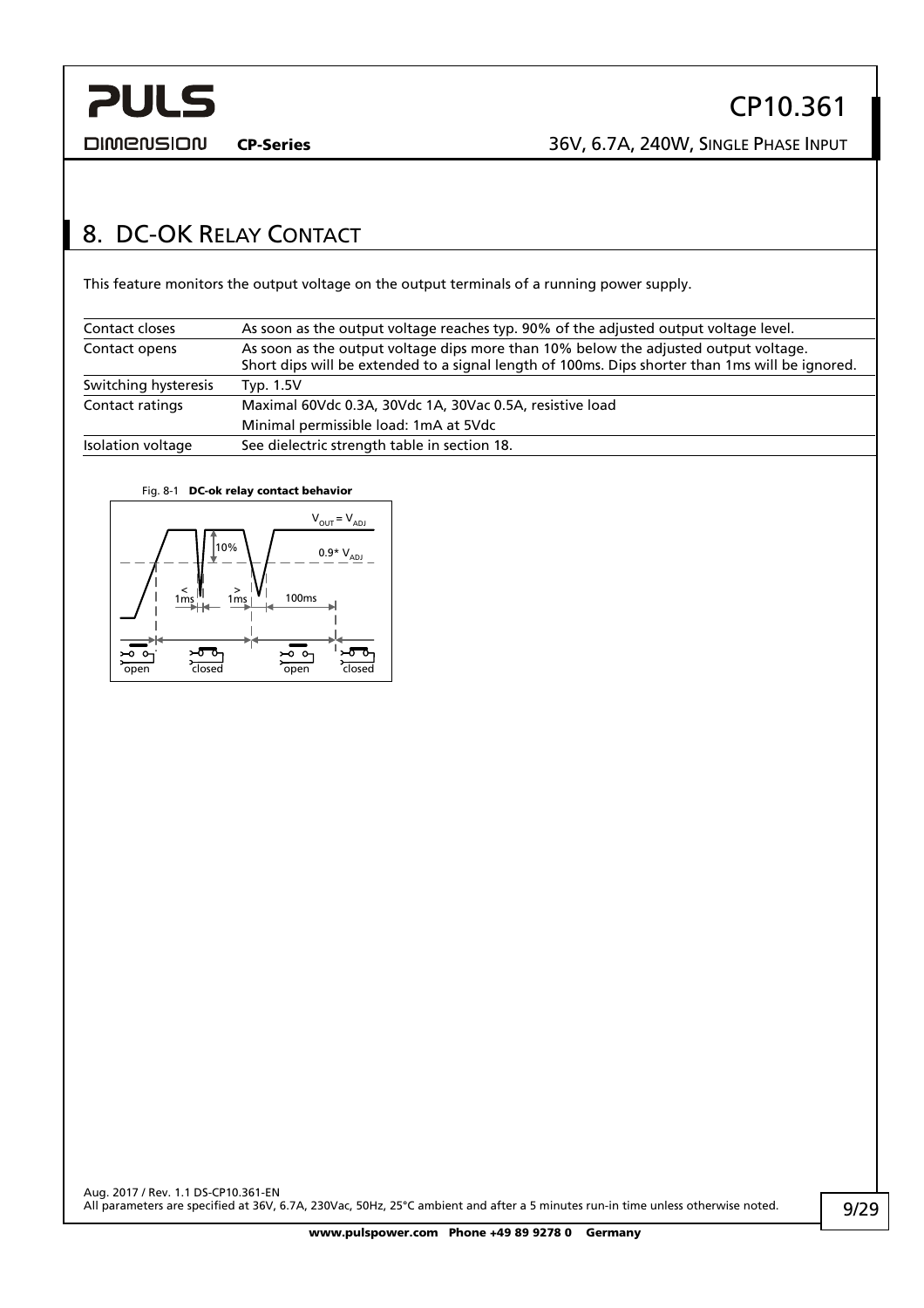## 8. DC-OK Relay Contact

This feature monitors the output voltage on the output terminals of a running power supply.

| | |
|---|---|
| Contact closes | As soon as the output voltage reaches typ. 90% of the adjusted output voltage level. |
| Contact opens | As soon as the output voltage dips more than 10% below the adjusted output voltage.<br>Short dips will be extended to a signal length of 100ms. Dips shorter than 1ms will be ignored. |
| Switching hysteresis | Typ. 1.5V |
| Contact ratings | Maximal 60Vdc 0.3A, 30Vdc 1A, 30Vac 0.5A, resistive load<br>Minimal permissible load: 1mA at 5Vdc |
| Isolation voltage | See dielectric strength table in section 18. |

Fig. 8-1 **DC-ok relay contact behavior**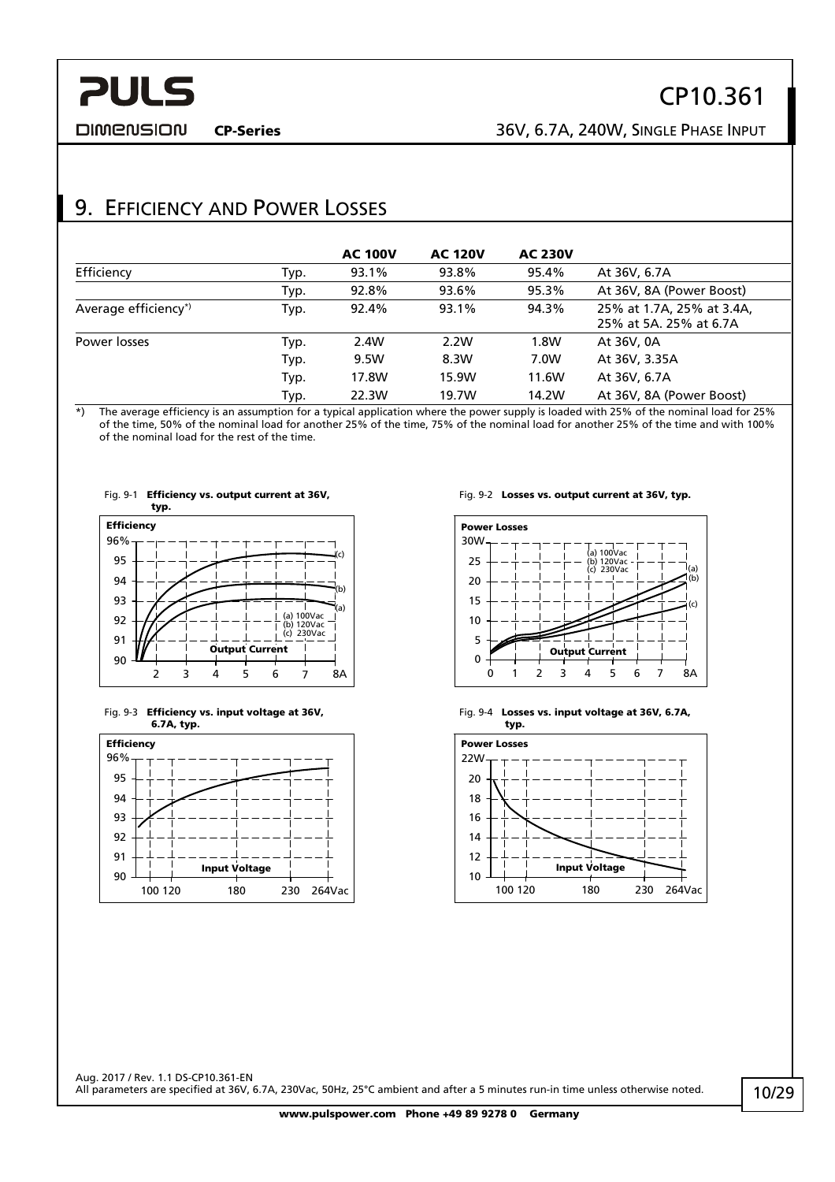## 9. Efficiency and Power Losses

| | | AC 100V | AC 120V | AC 230V | |
|---|---|---|---|---|---|
| Efficiency | Typ. | 93.1% | 93.8% | 95.4% | At 36V, 6.7A |
| | Typ. | 92.8% | 93.6% | 95.3% | At 36V, 8A (Power Boost) |
| Average efficiency*) | Typ. | 92.4% | 93.1% | 94.3% | 25% at 1.7A, 25% at 3.4A, 25% at 5A. 25% at 6.7A |
| Power losses | Typ. | 2.4W | 2.2W | 1.8W | At 36V, 0A |
| | Typ. | 9.5W | 8.3W | 7.0W | At 36V, 3.35A |
| | Typ. | 17.8W | 15.9W | 11.6W | At 36V, 6.7A |
| | Typ. | 22.3W | 19.7W | 14.2W | At 36V, 8A (Power Boost) |

*) The average efficiency is an assumption for a typical application where the power supply is loaded with 25% of the nominal load for 25% of the time, 50% of the nominal load for another 25% of the time, 75% of the nominal load for another 25% of the time and with 100% of the nominal load for the rest of the time.

Fig. 9-1 **Efficiency vs. output current at 36V, typ.**

Fig. 9-2 **Losses vs. output current at 36V, typ.**

Fig. 9-3 **Efficiency vs. input voltage at 36V, 6.7A, typ.**

Fig. 9-4 **Losses vs. input voltage at 36V, 6.7A, typ.**

Aug. 2017 / Rev. 1.1 DS-CP10.361-EN

All parameters are specified at 36V, 6.7A, 230Vac, 50Hz, 25°C ambient and after a 5 minutes run-in time unless otherwise noted.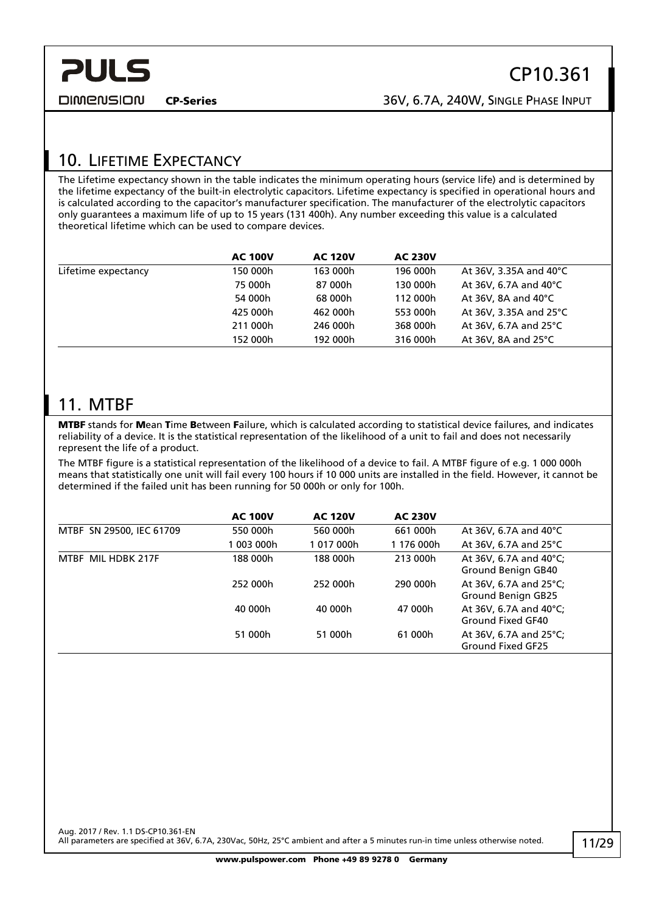## 10. Lifetime Expectancy

The Lifetime expectancy shown in the table indicates the minimum operating hours (service life) and is determined by the lifetime expectancy of the built-in electrolytic capacitors. Lifetime expectancy is specified in operational hours and is calculated according to the capacitor's manufacturer specification. The manufacturer of the electrolytic capacitors only guarantees a maximum life of up to 15 years (131 400h). Any number exceeding this value is a calculated theoretical lifetime which can be used to compare devices.

| | **AC 100V** | **AC 120V** | **AC 230V** | |
|---|---|---|---|---|
| Lifetime expectancy | 150 000h | 163 000h | 196 000h | At 36V, 3.35A and 40°C |
| | 75 000h | 87 000h | 130 000h | At 36V, 6.7A and 40°C |
| | 54 000h | 68 000h | 112 000h | At 36V, 8A and 40°C |
| | 425 000h | 462 000h | 553 000h | At 36V, 3.35A and 25°C |
| | 211 000h | 246 000h | 368 000h | At 36V, 6.7A and 25°C |
| | 152 000h | 192 000h | 316 000h | At 36V, 8A and 25°C |

## 11. MTBF

**MTBF** stands for **M**ean **T**ime **B**etween **F**ailure, which is calculated according to statistical device failures, and indicates reliability of a device. It is the statistical representation of the likelihood of a unit to fail and does not necessarily represent the life of a product.

The MTBF figure is a statistical representation of the likelihood of a device to fail. A MTBF figure of e.g. 1 000 000h means that statistically one unit will fail every 100 hours if 10 000 units are installed in the field. However, it cannot be determined if the failed unit has been running for 50 000h or only for 100h.

| | **AC 100V** | **AC 120V** | **AC 230V** | |
|---|---|---|---|---|
| MTBF SN 29500, IEC 61709 | 550 000h | 560 000h | 661 000h | At 36V, 6.7A and 40°C |
| | 1 003 000h | 1 017 000h | 1 176 000h | At 36V, 6.7A and 25°C |
| MTBF MIL HDBK 217F | 188 000h | 188 000h | 213 000h | At 36V, 6.7A and 40°C; Ground Benign GB40 |
| | 252 000h | 252 000h | 290 000h | At 36V, 6.7A and 25°C; Ground Benign GB25 |
| | 40 000h | 40 000h | 47 000h | At 36V, 6.7A and 40°C; Ground Fixed GF40 |
| | 51 000h | 51 000h | 61 000h | At 36V, 6.7A and 25°C; Ground Fixed GF25 |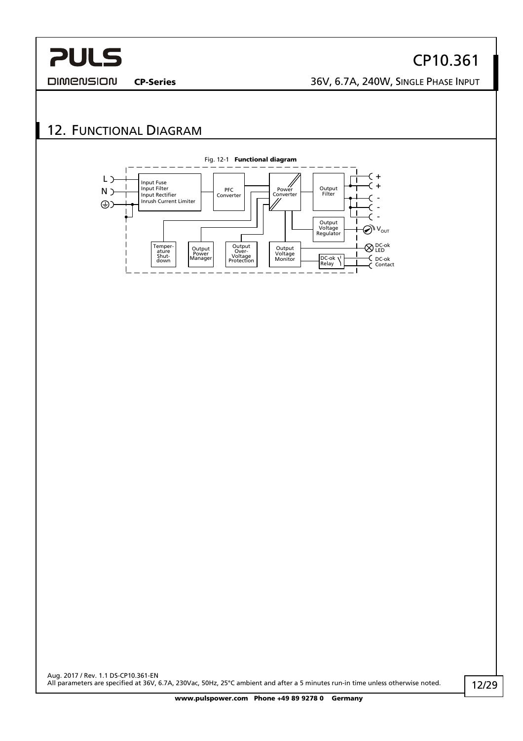## 12. Functional Diagram

Fig. 12-1 **Functional diagram**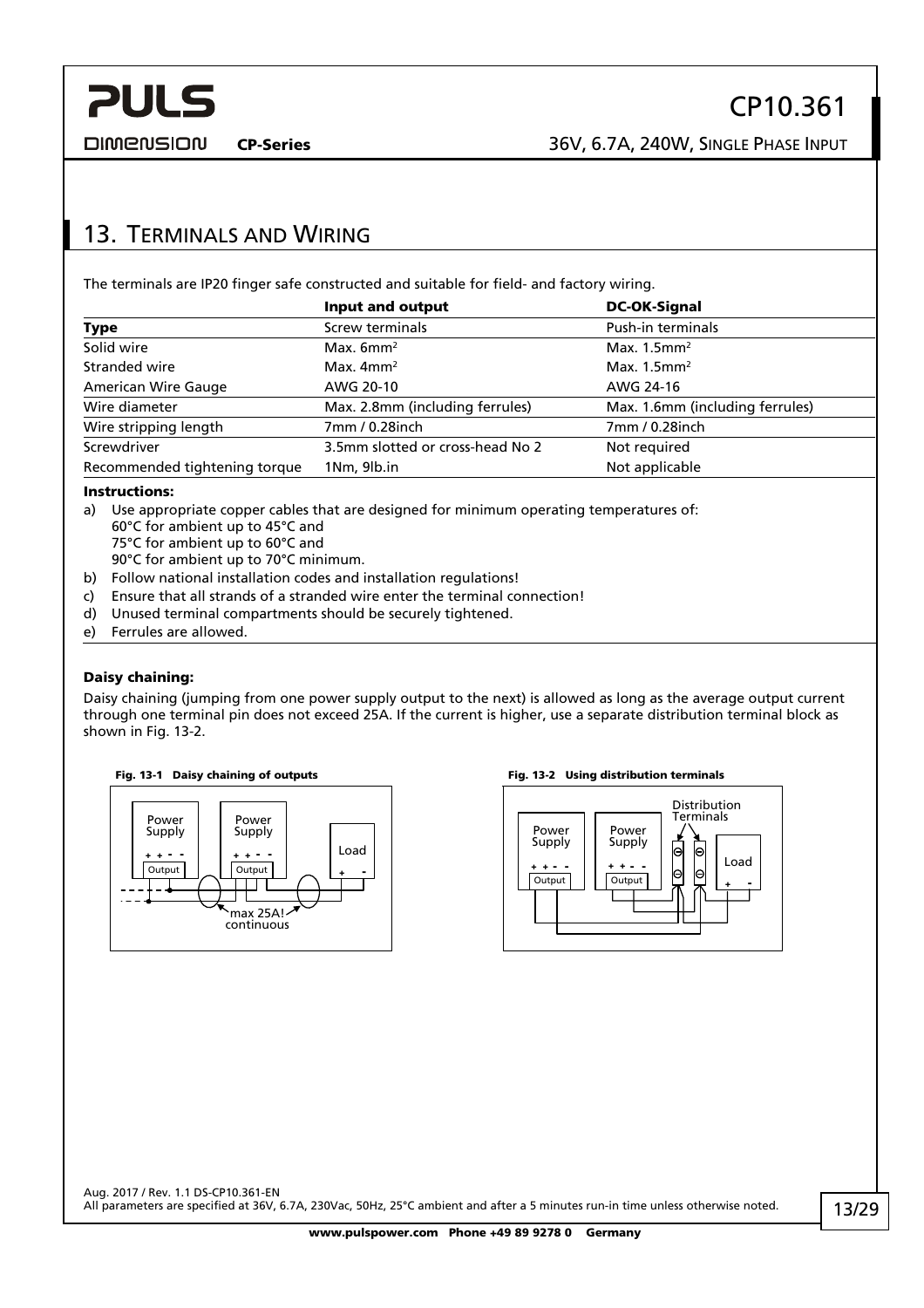## 13. Terminals and Wiring

The terminals are IP20 finger safe constructed and suitable for field- and factory wiring.

| | Input and output | DC-OK-Signal |
|---|---|---|
| **Type** | Screw terminals | Push-in terminals |
| Solid wire | Max. 6mm² | Max. 1.5mm² |
| Stranded wire | Max. 4mm² | Max. 1.5mm² |
| American Wire Gauge | AWG 20-10 | AWG 24-16 |
| Wire diameter | Max. 2.8mm (including ferrules) | Max. 1.6mm (including ferrules) |
| Wire stripping length | 7mm / 0.28inch | 7mm / 0.28inch |
| Screwdriver | 3.5mm slotted or cross-head No 2 | Not required |
| Recommended tightening torque | 1Nm, 9lb.in | Not applicable |

**Instructions:**

a) Use appropriate copper cables that are designed for minimum operating temperatures of:
   60°C for ambient up to 45°C and
   75°C for ambient up to 60°C and
   90°C for ambient up to 70°C minimum.

b) Follow national installation codes and installation regulations!

c) Ensure that all strands of a stranded wire enter the terminal connection!

d) Unused terminal compartments should be securely tightened.

e) Ferrules are allowed.

**Daisy chaining:**

Daisy chaining (jumping from one power supply output to the next) is allowed as long as the average output current through one terminal pin does not exceed 25A. If the current is higher, use a separate distribution terminal block as shown in Fig. 13-2.

**Fig. 13-1 Daisy chaining of outputs**

**Fig. 13-2 Using distribution terminals**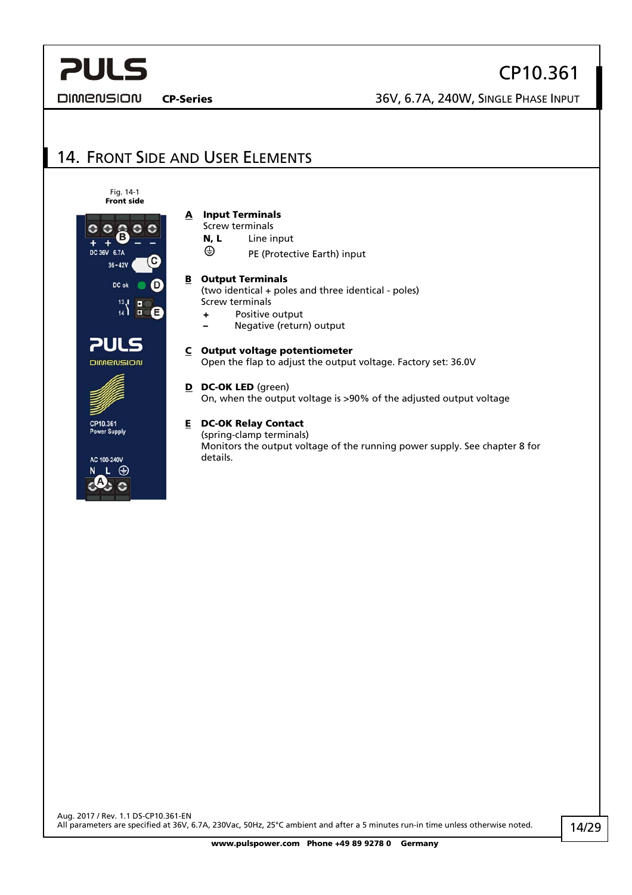## 14. Front Side and User Elements

Fig. 14-1
**Front side**

**A Input Terminals**
Screw terminals

**N, L** Line input

⊕ PE (Protective Earth) input

**B Output Terminals**
(two identical + poles and three identical - poles)
Screw terminals

**+** Positive output

**–** Negative (return) output

**C Output voltage potentiometer**
Open the flap to adjust the output voltage. Factory set: 36.0V

**D DC-OK LED** (green)
On, when the output voltage is >90% of the adjusted output voltage

**E DC-OK Relay Contact**
(spring-clamp terminals)
Monitors the output voltage of the running power supply. See chapter 8 for details.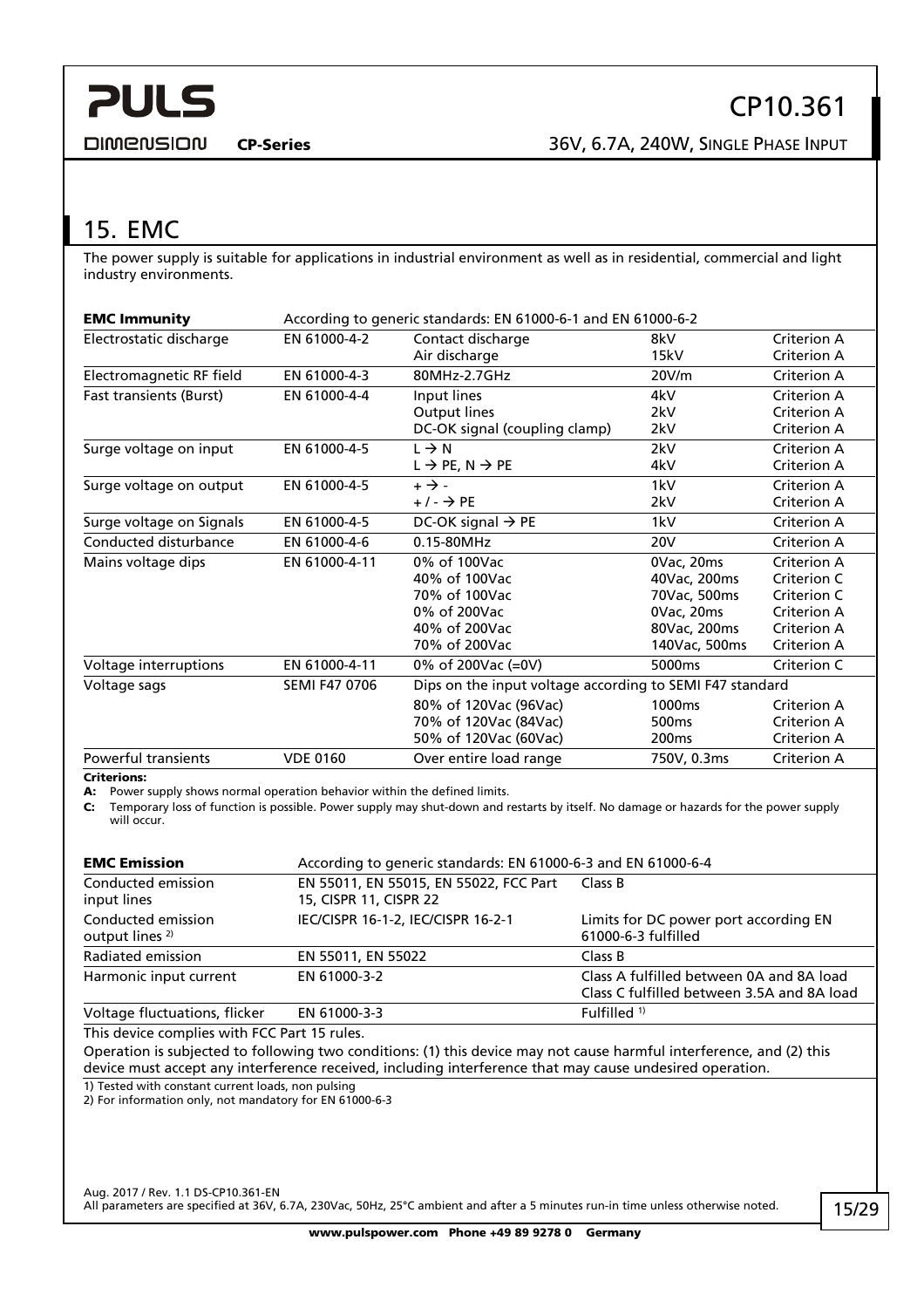## 15. EMC

The power supply is suitable for applications in industrial environment as well as in residential, commercial and light industry environments.

| **EMC Immunity** | According to generic standards: EN 61000-6-1 and EN 61000-6-2 | | | |
|---|---|---|---|---|
| Electrostatic discharge | EN 61000-4-2 | Contact discharge<br>Air discharge | 8kV<br>15kV | Criterion A<br>Criterion A |
| Electromagnetic RF field | EN 61000-4-3 | 80MHz-2.7GHz | 20V/m | Criterion A |
| Fast transients (Burst) | EN 61000-4-4 | Input lines<br>Output lines<br>DC-OK signal (coupling clamp) | 4kV<br>2kV<br>2kV | Criterion A<br>Criterion A<br>Criterion A |
| Surge voltage on input | EN 61000-4-5 | L → N<br>L → PE, N → PE | 2kV<br>4kV | Criterion A<br>Criterion A |
| Surge voltage on output | EN 61000-4-5 | + → -<br>+ / - → PE | 1kV<br>2kV | Criterion A<br>Criterion A |
| Surge voltage on Signals | EN 61000-4-5 | DC-OK signal → PE | 1kV | Criterion A |
| Conducted disturbance | EN 61000-4-6 | 0.15-80MHz | 20V | Criterion A |
| Mains voltage dips | EN 61000-4-11 | 0% of 100Vac<br>40% of 100Vac<br>70% of 100Vac<br>0% of 200Vac<br>40% of 200Vac<br>70% of 200Vac | 0Vac, 20ms<br>40Vac, 200ms<br>70Vac, 500ms<br>0Vac, 20ms<br>80Vac, 200ms<br>140Vac, 500ms | Criterion A<br>Criterion C<br>Criterion C<br>Criterion A<br>Criterion A<br>Criterion A |
| Voltage interruptions | EN 61000-4-11 | 0% of 200Vac (=0V) | 5000ms | Criterion C |
| Voltage sags | SEMI F47 0706 | Dips on the input voltage according to SEMI F47 standard | | |
| | | 80% of 120Vac (96Vac)<br>70% of 120Vac (84Vac)<br>50% of 120Vac (60Vac) | 1000ms<br>500ms<br>200ms | Criterion A<br>Criterion A<br>Criterion A |
| Powerful transients | VDE 0160 | Over entire load range | 750V, 0.3ms | Criterion A |

**Criterions:**

**A:** Power supply shows normal operation behavior within the defined limits.

**C:** Temporary loss of function is possible. Power supply may shut-down and restarts by itself. No damage or hazards for the power supply will occur.

| **EMC Emission** | According to generic standards: EN 61000-6-3 and EN 61000-6-4 | |
|---|---|---|
| Conducted emission input lines | EN 55011, EN 55015, EN 55022, FCC Part 15, CISPR 11, CISPR 22 | Class B |
| Conducted emission output lines [2] | IEC/CISPR 16-1-2, IEC/CISPR 16-2-1 | Limits for DC power port according EN 61000-6-3 fulfilled |
| Radiated emission | EN 55011, EN 55022 | Class B |
| Harmonic input current | EN 61000-3-2 | Class A fulfilled between 0A and 8A load<br>Class C fulfilled between 3.5A and 8A load |
| Voltage fluctuations, flicker | EN 61000-3-3 | Fulfilled [1] |

This device complies with FCC Part 15 rules.

Operation is subjected to following two conditions: (1) this device may not cause harmful interference, and (2) this device must accept any interference received, including interference that may cause undesired operation.

1) Tested with constant current loads, non pulsing

2) For information only, not mandatory for EN 61000-6-3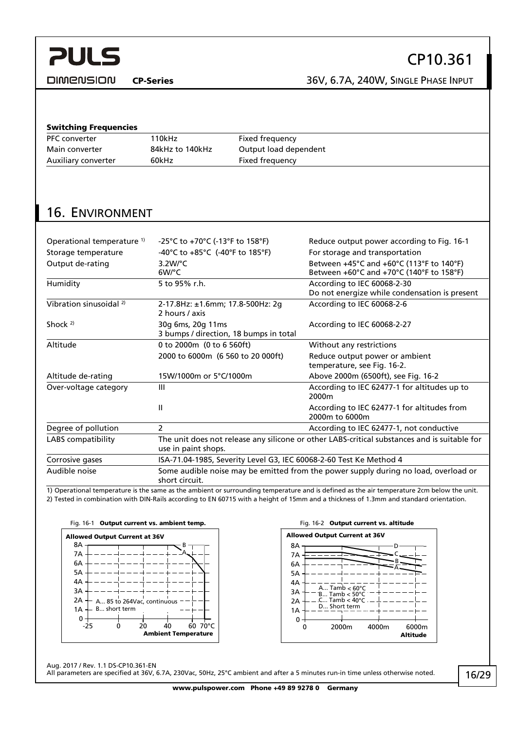**Switching Frequencies**

| | | |
|---|---|---|
| PFC converter | 110kHz | Fixed frequency |
| Main converter | 84kHz to 140kHz | Output load dependent |
| Auxiliary converter | 60kHz | Fixed frequency |

## 16. Environment

| | | |
|---|---|---|
| Operational temperature [1] | -25°C to +70°C (-13°F to 158°F) | Reduce output power according to Fig. 16-1 |
| Storage temperature | -40°C to +85°C (-40°F to 185°F) | For storage and transportation |
| Output de-rating | 3.2W/°C<br>6W/°C | Between +45°C and +60°C (113°F to 140°F)<br>Between +60°C and +70°C (140°F to 158°F) |
| Humidity | 5 to 95% r.h. | According to IEC 60068-2-30<br>Do not energize while condensation is present |
| Vibration sinusoidal [2] | 2-17.8Hz: ±1.6mm; 17.8-500Hz: 2g<br>2 hours / axis | According to IEC 60068-2-6 |
| Shock [2] | 30g 6ms, 20g 11ms<br>3 bumps / direction, 18 bumps in total | According to IEC 60068-2-27 |
| Altitude | 0 to 2000m (0 to 6 560ft) | Without any restrictions |
| | 2000 to 6000m (6 560 to 20 000ft) | Reduce output power or ambient temperature, see Fig. 16-2. |
| Altitude de-rating | 15W/1000m or 5°C/1000m | Above 2000m (6500ft), see Fig. 16-2 |
| Over-voltage category | III | According to IEC 62477-1 for altitudes up to 2000m |
| | II | According to IEC 62477-1 for altitudes from 2000m to 6000m |
| Degree of pollution | 2 | According to IEC 62477-1, not conductive |
| LABS compatibility | The unit does not release any silicone or other LABS-critical substances and is suitable for use in paint shops. | |
| Corrosive gases | ISA-71.04-1985, Severity Level G3, IEC 60068-2-60 Test Ke Method 4 | |
| Audible noise | Some audible noise may be emitted from the power supply during no load, overload or short circuit. | |

1) Operational temperature is the same as the ambient or surrounding temperature and is defined as the air temperature 2cm below the unit.
2) Tested in combination with DIN-Rails according to EN 60715 with a height of 15mm and a thickness of 1.3mm and standard orientation.

Fig. 16-1 **Output current vs. ambient temp.**

Allowed Output Current at 36V — A... 85 to 264Vac, continuous; B... short term

Fig. 16-2 **Output current vs. altitude**

Allowed Output Current at 36V — A... Tamb < 60°C; B... Tamb < 50°C; C... Tamb < 40°C; D... Short term

Aug. 2017 / Rev. 1.1 DS-CP10.361-EN
All parameters are specified at 36V, 6.7A, 230Vac, 50Hz, 25°C ambient and after a 5 minutes run-in time unless otherwise noted.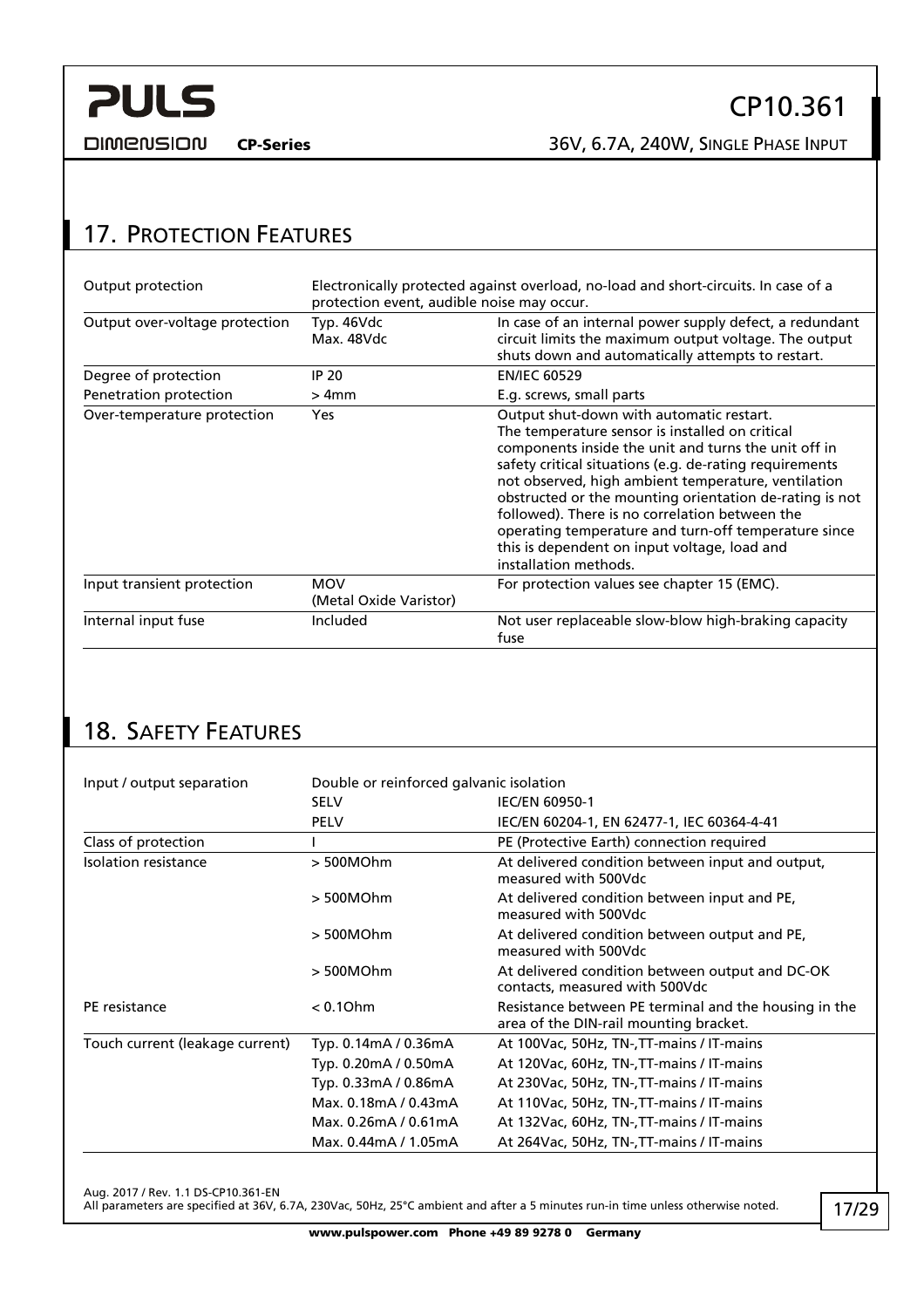## 17. Protection Features

| | | |
|---|---|---|
| Output protection | Electronically protected against overload, no-load and short-circuits. In case of a protection event, audible noise may occur. | |
| Output over-voltage protection | Typ. 46Vdc<br>Max. 48Vdc | In case of an internal power supply defect, a redundant circuit limits the maximum output voltage. The output shuts down and automatically attempts to restart. |
| Degree of protection | IP 20 | EN/IEC 60529 |
| Penetration protection | > 4mm | E.g. screws, small parts |
| Over-temperature protection | Yes | Output shut-down with automatic restart.<br>The temperature sensor is installed on critical components inside the unit and turns the unit off in safety critical situations (e.g. de-rating requirements not observed, high ambient temperature, ventilation obstructed or the mounting orientation de-rating is not followed). There is no correlation between the operating temperature and turn-off temperature since this is dependent on input voltage, load and installation methods. |
| Input transient protection | MOV<br>(Metal Oxide Varistor) | For protection values see chapter 15 (EMC). |
| Internal input fuse | Included | Not user replaceable slow-blow high-braking capacity fuse |

## 18. Safety Features

| | | |
|---|---|---|
| Input / output separation | Double or reinforced galvanic isolation | |
| | SELV | IEC/EN 60950-1 |
| | PELV | IEC/EN 60204-1, EN 62477-1, IEC 60364-4-41 |
| Class of protection | I | PE (Protective Earth) connection required |
| Isolation resistance | > 500MOhm | At delivered condition between input and output, measured with 500Vdc |
| | > 500MOhm | At delivered condition between input and PE, measured with 500Vdc |
| | > 500MOhm | At delivered condition between output and PE, measured with 500Vdc |
| | > 500MOhm | At delivered condition between output and DC-OK contacts, measured with 500Vdc |
| PE resistance | < 0.1Ohm | Resistance between PE terminal and the housing in the area of the DIN-rail mounting bracket. |
| Touch current (leakage current) | Typ. 0.14mA / 0.36mA | At 100Vac, 50Hz, TN-,TT-mains / IT-mains |
| | Typ. 0.20mA / 0.50mA | At 120Vac, 60Hz, TN-,TT-mains / IT-mains |
| | Typ. 0.33mA / 0.86mA | At 230Vac, 50Hz, TN-,TT-mains / IT-mains |
| | Max. 0.18mA / 0.43mA | At 110Vac, 50Hz, TN-,TT-mains / IT-mains |
| | Max. 0.26mA / 0.61mA | At 132Vac, 60Hz, TN-,TT-mains / IT-mains |
| | Max. 0.44mA / 1.05mA | At 264Vac, 50Hz, TN-,TT-mains / IT-mains |

Aug. 2017 / Rev. 1.1 DS-CP10.361-EN
All parameters are specified at 36V, 6.7A, 230Vac, 50Hz, 25°C ambient and after a 5 minutes run-in time unless otherwise noted.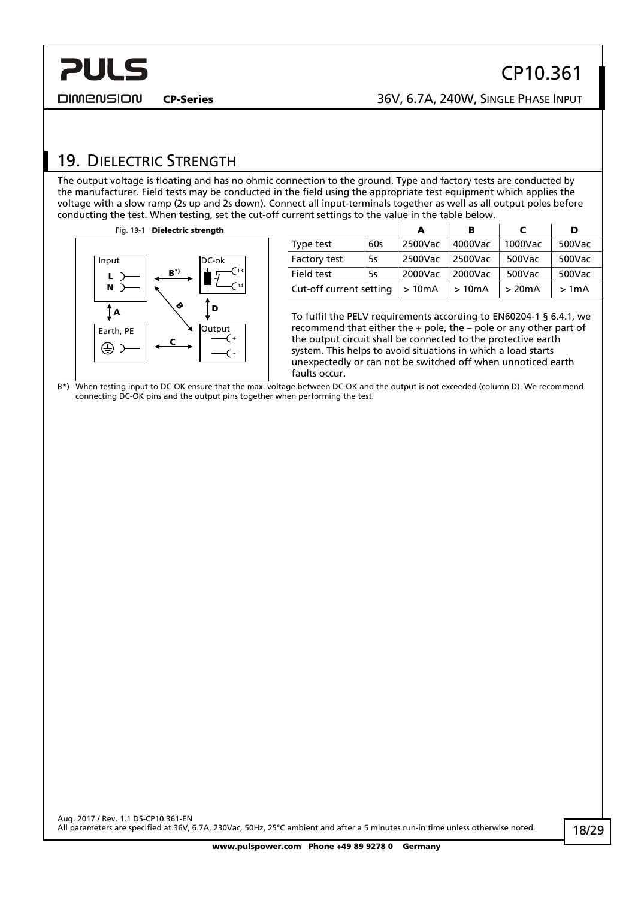## 19. Dielectric Strength

The output voltage is floating and has no ohmic connection to the ground. Type and factory tests are conducted by the manufacturer. Field tests may be conducted in the field using the appropriate test equipment which applies the voltage with a slow ramp (2s up and 2s down). Connect all input-terminals together as well as all output poles before conducting the test. When testing, set the cut-off current settings to the value in the table below.

Fig. 19-1 **Dielectric strength**

| | | A | B | C | D |
|---|---|---|---|---|---|
| Type test | 60s | 2500Vac | 4000Vac | 1000Vac | 500Vac |
| Factory test | 5s | 2500Vac | 2500Vac | 500Vac | 500Vac |
| Field test | 5s | 2000Vac | 2000Vac | 500Vac | 500Vac |
| Cut-off current setting | | > 10mA | > 10mA | > 20mA | > 1mA |

To fulfil the PELV requirements according to EN60204-1 § 6.4.1, we recommend that either the + pole, the – pole or any other part of the output circuit shall be connected to the protective earth system. This helps to avoid situations in which a load starts unexpectedly or can not be switched off when unnoticed earth faults occur.

B*) When testing input to DC-OK ensure that the max. voltage between DC-OK and the output is not exceeded (column D). We recommend connecting DC-OK pins and the output pins together when performing the test.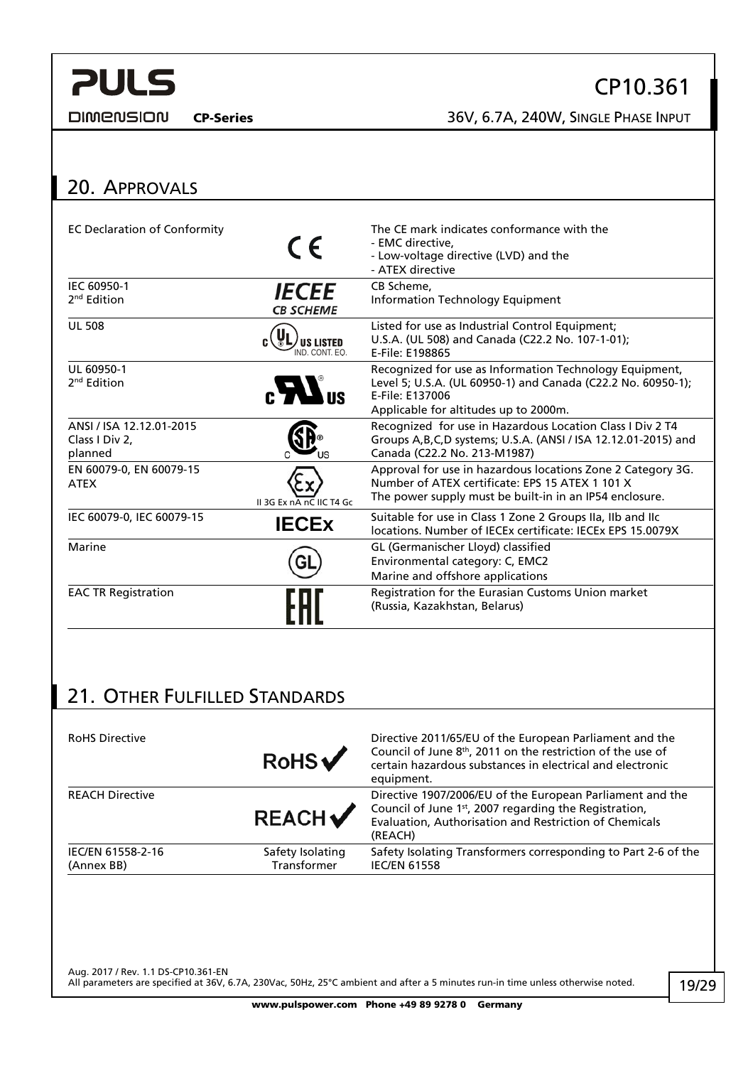## 20. APPROVALS

| | | |
|---|---|---|
| EC Declaration of Conformity | CE | The CE mark indicates conformance with the<br>- EMC directive,<br>- Low-voltage directive (LVD) and the<br>- ATEX directive |
| IEC 60950-1<br>2nd Edition | IECEE CB SCHEME | CB Scheme,<br>Information Technology Equipment |
| UL 508 | c UL US LISTED IND. CONT. EQ. | Listed for use as Industrial Control Equipment;<br>U.S.A. (UL 508) and Canada (C22.2 No. 107-1-01);<br>E-File: E198865 |
| UL 60950-1<br>2nd Edition | c RU US | Recognized for use as Information Technology Equipment, Level 5; U.S.A. (UL 60950-1) and Canada (C22.2 No. 60950-1);<br>E-File: E137006<br>Applicable for altitudes up to 2000m. |
| ANSI / ISA 12.12.01-2015<br>Class I Div 2,<br>planned | C SP US | Recognized for use in Hazardous Location Class I Div 2 T4 Groups A,B,C,D systems; U.S.A. (ANSI / ISA 12.12.01-2015) and Canada (C22.2 No. 213-M1987) |
| EN 60079-0, EN 60079-15<br>ATEX | II 3G Ex nA nC IIC T4 Gc | Approval for use in hazardous locations Zone 2 Category 3G.<br>Number of ATEX certificate: EPS 15 ATEX 1 101 X<br>The power supply must be built-in in an IP54 enclosure. |
| IEC 60079-0, IEC 60079-15 | IECEx | Suitable for use in Class 1 Zone 2 Groups IIa, IIb and IIc locations. Number of IECEx certificate: IECEx EPS 15.0079X |
| Marine | GL | GL (Germanischer Lloyd) classified<br>Environmental category: C, EMC2<br>Marine and offshore applications |
| EAC TR Registration | EAC | Registration for the Eurasian Customs Union market (Russia, Kazakhstan, Belarus) |

## 21. OTHER FULFILLED STANDARDS

| | | |
|---|---|---|
| RoHS Directive | RoHS ✔ | Directive 2011/65/EU of the European Parliament and the Council of June 8th, 2011 on the restriction of the use of certain hazardous substances in electrical and electronic equipment. |
| REACH Directive | REACH ✔ | Directive 1907/2006/EU of the European Parliament and the Council of June 1st, 2007 regarding the Registration, Evaluation, Authorisation and Restriction of Chemicals (REACH) |
| IEC/EN 61558-2-16<br>(Annex BB) | Safety Isolating Transformer | Safety Isolating Transformers corresponding to Part 2-6 of the IEC/EN 61558 |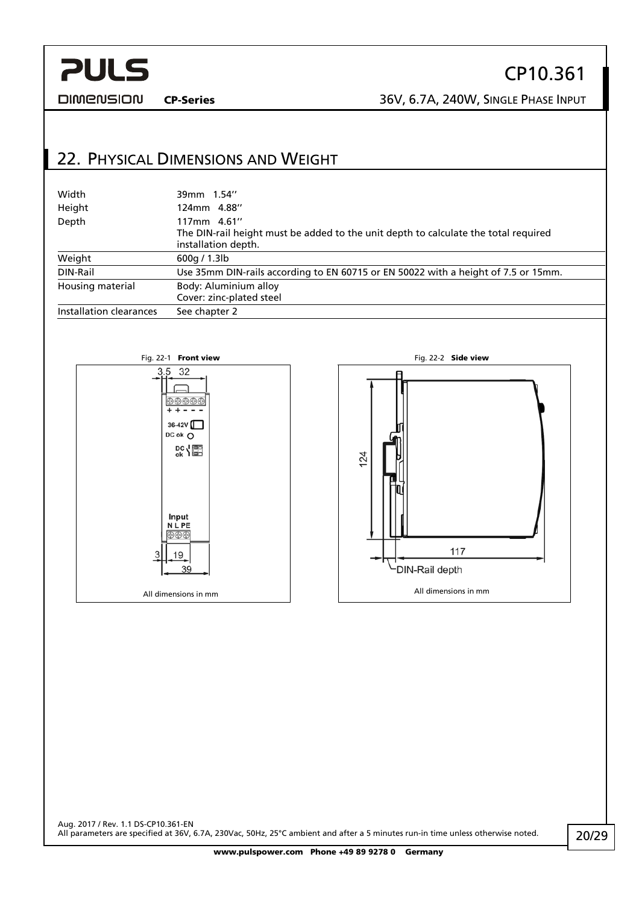## 22. Physical Dimensions and Weight

| | |
|---|---|
| Width | 39mm 1.54'' |
| Height | 124mm 4.88'' |
| Depth | 117mm 4.61''<br>The DIN-rail height must be added to the unit depth to calculate the total required installation depth. |
| Weight | 600g / 1.3lb |
| DIN-Rail | Use 35mm DIN-rails according to EN 60715 or EN 50022 with a height of 7.5 or 15mm. |
| Housing material | Body: Aluminium alloy<br>Cover: zinc-plated steel |
| Installation clearances | See chapter 2 |

Fig. 22-1 **Front view**

All dimensions in mm

Fig. 22-2 **Side view**

All dimensions in mm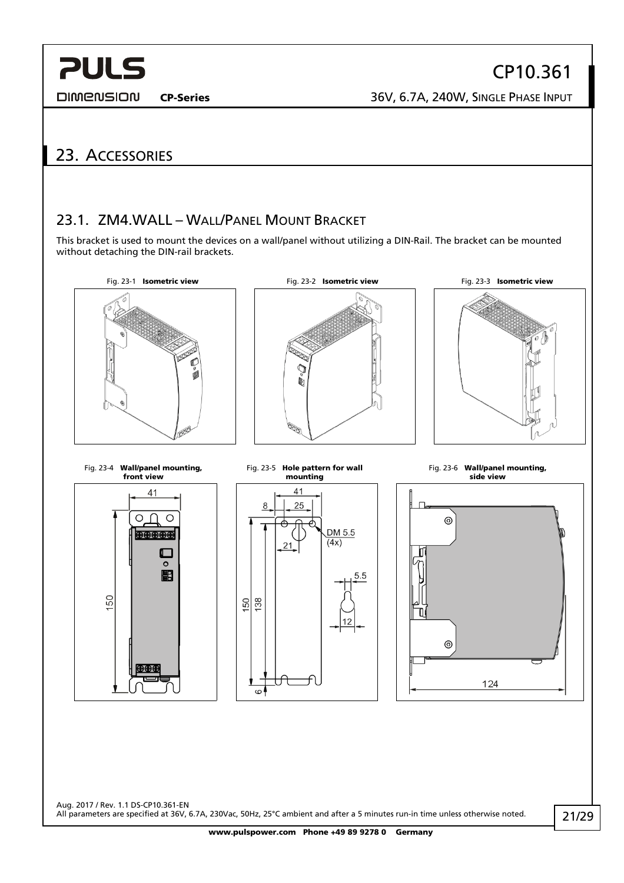## 23. Accessories

### 23.1. ZM4.WALL – Wall/Panel Mount Bracket

This bracket is used to mount the devices on a wall/panel without utilizing a DIN-Rail. The bracket can be mounted without detaching the DIN-rail brackets.

Fig. 23-1 **Isometric view**

Fig. 23-2 **Isometric view**

Fig. 23-3 **Isometric view**

Fig. 23-4 **Wall/panel mounting, front view**

Fig. 23-5 **Hole pattern for wall mounting**

Fig. 23-6 **Wall/panel mounting, side view**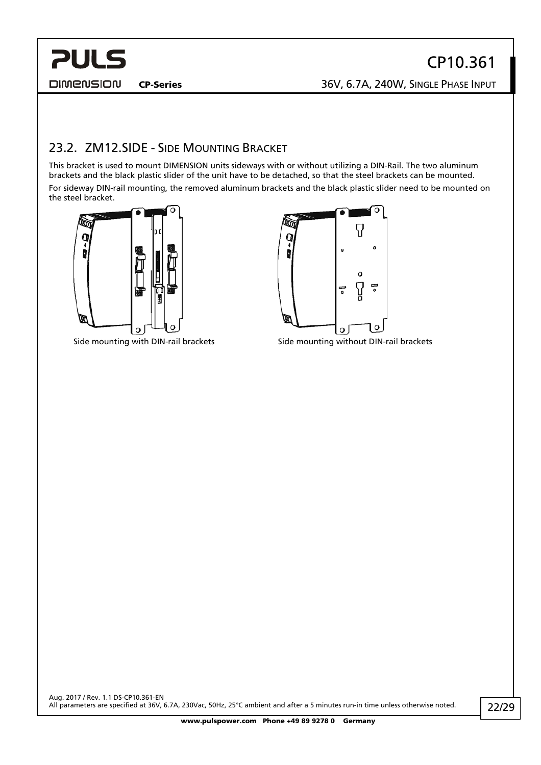## 23.2. ZM12.SIDE - Side Mounting Bracket

This bracket is used to mount DIMENSION units sideways with or without utilizing a DIN-Rail. The two aluminum brackets and the black plastic slider of the unit have to be detached, so that the steel brackets can be mounted.

For sideway DIN-rail mounting, the removed aluminum brackets and the black plastic slider need to be mounted on the steel bracket.

Side mounting with DIN-rail brackets

Side mounting without DIN-rail brackets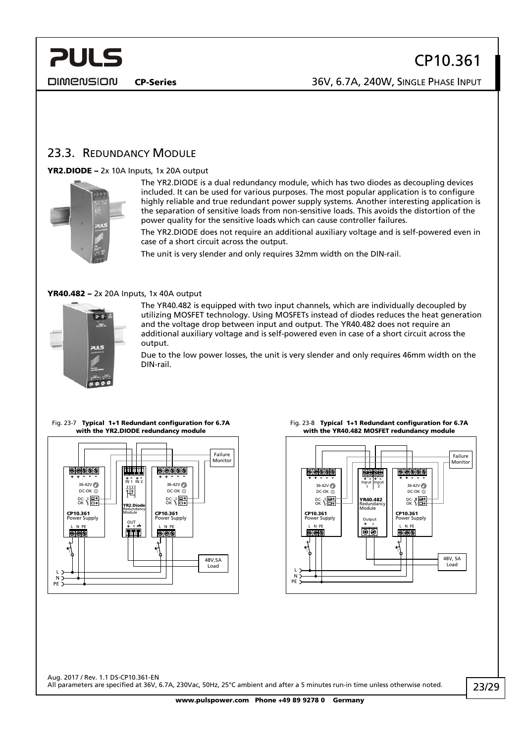## 23.3. Redundancy Module

**YR2.DIODE –** 2x 10A Inputs, 1x 20A output

The YR2.DIODE is a dual redundancy module, which has two diodes as decoupling devices included. It can be used for various purposes. The most popular application is to configure highly reliable and true redundant power supply systems. Another interesting application is the separation of sensitive loads from non-sensitive loads. This avoids the distortion of the power quality for the sensitive loads which can cause controller failures.

The YR2.DIODE does not require an additional auxiliary voltage and is self-powered even in case of a short circuit across the output.

The unit is very slender and only requires 32mm width on the DIN-rail.

**YR40.482 –** 2x 20A Inputs, 1x 40A output

The YR40.482 is equipped with two input channels, which are individually decoupled by utilizing MOSFET technology. Using MOSFETs instead of diodes reduces the heat generation and the voltage drop between input and output. The YR40.482 does not require an additional auxiliary voltage and is self-powered even in case of a short circuit across the output.

Due to the low power losses, the unit is very slender and only requires 46mm width on the DIN-rail.

Fig. 23-7 **Typical 1+1 Redundant configuration for 6.7A with the YR2.DIODE redundancy module**

Fig. 23-8 **Typical 1+1 Redundant configuration for 6.7A with the YR40.482 MOSFET redundancy module**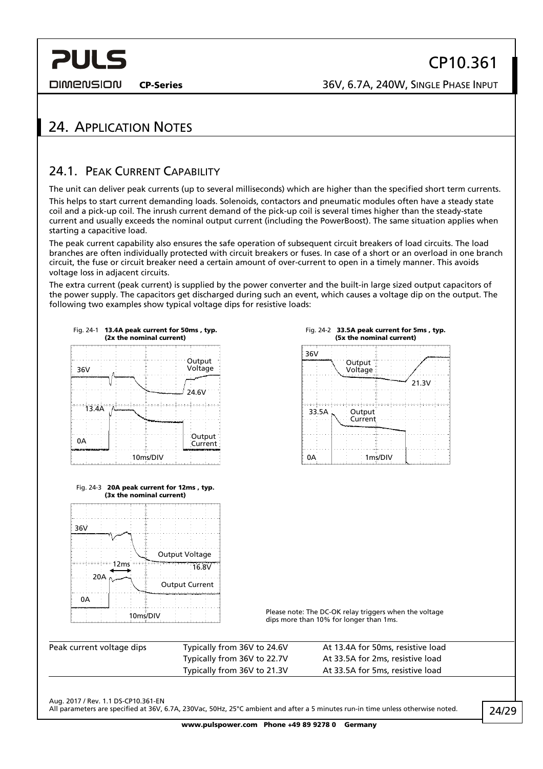## 24. Application Notes

### 24.1. Peak Current Capability

The unit can deliver peak currents (up to several milliseconds) which are higher than the specified short term currents.

This helps to start current demanding loads. Solenoids, contactors and pneumatic modules often have a steady state coil and a pick-up coil. The inrush current demand of the pick-up coil is several times higher than the steady-state current and usually exceeds the nominal output current (including the PowerBoost). The same situation applies when starting a capacitive load.

The peak current capability also ensures the safe operation of subsequent circuit breakers of load circuits. The load branches are often individually protected with circuit breakers or fuses. In case of a short or an overload in one branch circuit, the fuse or circuit breaker need a certain amount of over-current to open in a timely manner. This avoids voltage loss in adjacent circuits.

The extra current (peak current) is supplied by the power converter and the built-in large sized output capacitors of the power supply. The capacitors get discharged during such an event, which causes a voltage dip on the output. The following two examples show typical voltage dips for resistive loads:

Fig. 24-1 **13.4A peak current for 50ms , typ. (2x the nominal current)**

Fig. 24-2 **33.5A peak current for 5ms , typ. (5x the nominal current)**

Fig. 24-3 **20A peak current for 12ms , typ. (3x the nominal current)**

Please note: The DC-OK relay triggers when the voltage dips more than 10% for longer than 1ms.

| | | |
|---|---|---|
| Peak current voltage dips | Typically from 36V to 24.6V | At 13.4A for 50ms, resistive load |
| | Typically from 36V to 22.7V | At 33.5A for 2ms, resistive load |
| | Typically from 36V to 21.3V | At 33.5A for 5ms, resistive load |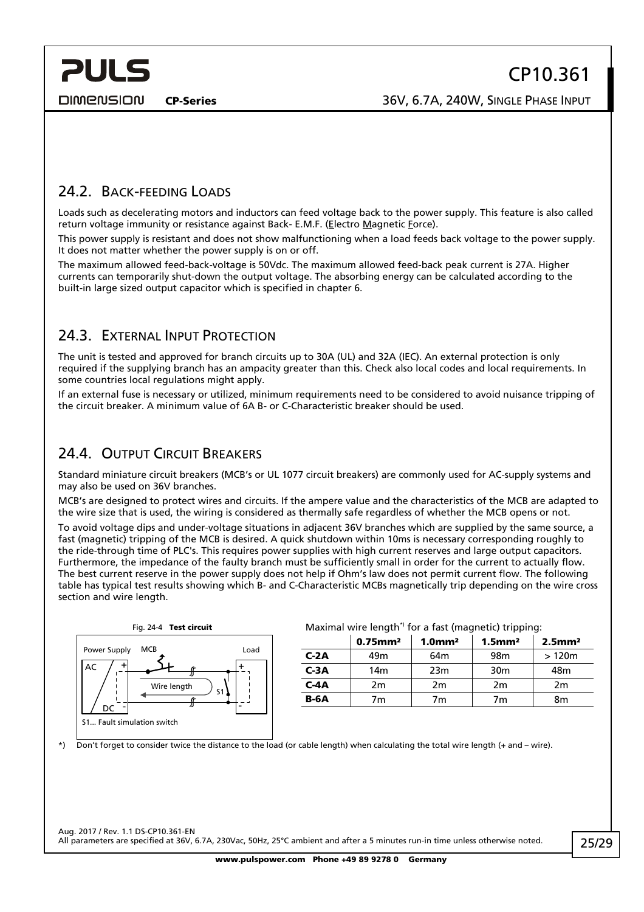## 24.2. BACK-FEEDING LOADS

Loads such as decelerating motors and inductors can feed voltage back to the power supply. This feature is also called return voltage immunity or resistance against Back- E.M.F. (Electro Magnetic Force).

This power supply is resistant and does not show malfunctioning when a load feeds back voltage to the power supply. It does not matter whether the power supply is on or off.

The maximum allowed feed-back-voltage is 50Vdc. The maximum allowed feed-back peak current is 27A. Higher currents can temporarily shut-down the output voltage. The absorbing energy can be calculated according to the built-in large sized output capacitor which is specified in chapter 6.

## 24.3. EXTERNAL INPUT PROTECTION

The unit is tested and approved for branch circuits up to 30A (UL) and 32A (IEC). An external protection is only required if the supplying branch has an ampacity greater than this. Check also local codes and local requirements. In some countries local regulations might apply.

If an external fuse is necessary or utilized, minimum requirements need to be considered to avoid nuisance tripping of the circuit breaker. A minimum value of 6A B- or C-Characteristic breaker should be used.

## 24.4. OUTPUT CIRCUIT BREAKERS

Standard miniature circuit breakers (MCB's or UL 1077 circuit breakers) are commonly used for AC-supply systems and may also be used on 36V branches.

MCB's are designed to protect wires and circuits. If the ampere value and the characteristics of the MCB are adapted to the wire size that is used, the wiring is considered as thermally safe regardless of whether the MCB opens or not.

To avoid voltage dips and under-voltage situations in adjacent 36V branches which are supplied by the same source, a fast (magnetic) tripping of the MCB is desired. A quick shutdown within 10ms is necessary corresponding roughly to the ride-through time of PLC's. This requires power supplies with high current reserves and large output capacitors. Furthermore, the impedance of the faulty branch must be sufficiently small in order for the current to actually flow. The best current reserve in the power supply does not help if Ohm's law does not permit current flow. The following table has typical test results showing which B- and C-Characteristic MCBs magnetically trip depending on the wire cross section and wire length.

Fig. 24-4 **Test circuit**

Power Supply, MCB, Load, AC, DC, +, -, Wire length, S1

S1... Fault simulation switch

Maximal wire length*) for a fast (magnetic) tripping:

| | 0.75mm² | 1.0mm² | 1.5mm² | 2.5mm² |
|---|---|---|---|---|
| **C-2A** | 49m | 64m | 98m | > 120m |
| **C-3A** | 14m | 23m | 30m | 48m |
| **C-4A** | 2m | 2m | 2m | 2m |
| **B-6A** | 7m | 7m | 7m | 8m |

*) Don't forget to consider twice the distance to the load (or cable length) when calculating the total wire length (+ and – wire).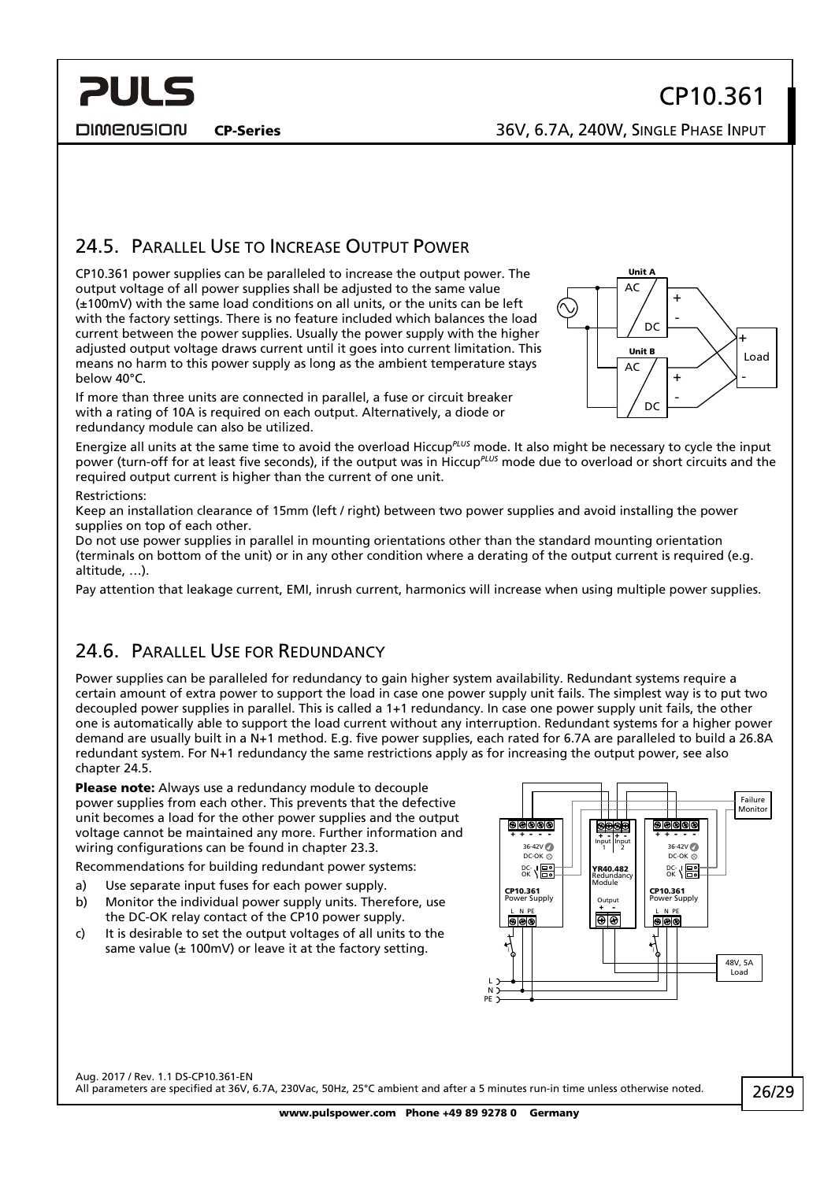## 24.5. Parallel Use to Increase Output Power

CP10.361 power supplies can be paralleled to increase the output power. The output voltage of all power supplies shall be adjusted to the same value (±100mV) with the same load conditions on all units, or the units can be left with the factory settings. There is no feature included which balances the load current between the power supplies. Usually the power supply with the higher adjusted output voltage draws current until it goes into current limitation. This means no harm to this power supply as long as the ambient temperature stays below 40°C.

If more than three units are connected in parallel, a fuse or circuit breaker with a rating of 10A is required on each output. Alternatively, a diode or redundancy module can also be utilized.

Energize all units at the same time to avoid the overload Hiccup*PLUS* mode. It also might be necessary to cycle the input power (turn-off for at least five seconds), if the output was in Hiccup*PLUS* mode due to overload or short circuits and the required output current is higher than the current of one unit.

Restrictions:

Keep an installation clearance of 15mm (left / right) between two power supplies and avoid installing the power supplies on top of each other.

Do not use power supplies in parallel in mounting orientations other than the standard mounting orientation (terminals on bottom of the unit) or in any other condition where a derating of the output current is required (e.g. altitude, …).

Pay attention that leakage current, EMI, inrush current, harmonics will increase when using multiple power supplies.

## 24.6. Parallel Use for Redundancy

Power supplies can be paralleled for redundancy to gain higher system availability. Redundant systems require a certain amount of extra power to support the load in case one power supply unit fails. The simplest way is to put two decoupled power supplies in parallel. This is called a 1+1 redundancy. In case one power supply unit fails, the other one is automatically able to support the load current without any interruption. Redundant systems for a higher power demand are usually built in a N+1 method. E.g. five power supplies, each rated for 6.7A are paralleled to build a 26.8A redundant system. For N+1 redundancy the same restrictions apply as for increasing the output power, see also chapter 24.5.

**Please note:** Always use a redundancy module to decouple power supplies from each other. This prevents that the defective unit becomes a load for the other power supplies and the output voltage cannot be maintained any more. Further information and wiring configurations can be found in chapter 23.3.

Recommendations for building redundant power systems:

a) Use separate input fuses for each power supply.
b) Monitor the individual power supply units. Therefore, use the DC-OK relay contact of the CP10 power supply.
c) It is desirable to set the output voltages of all units to the same value (± 100mV) or leave it at the factory setting.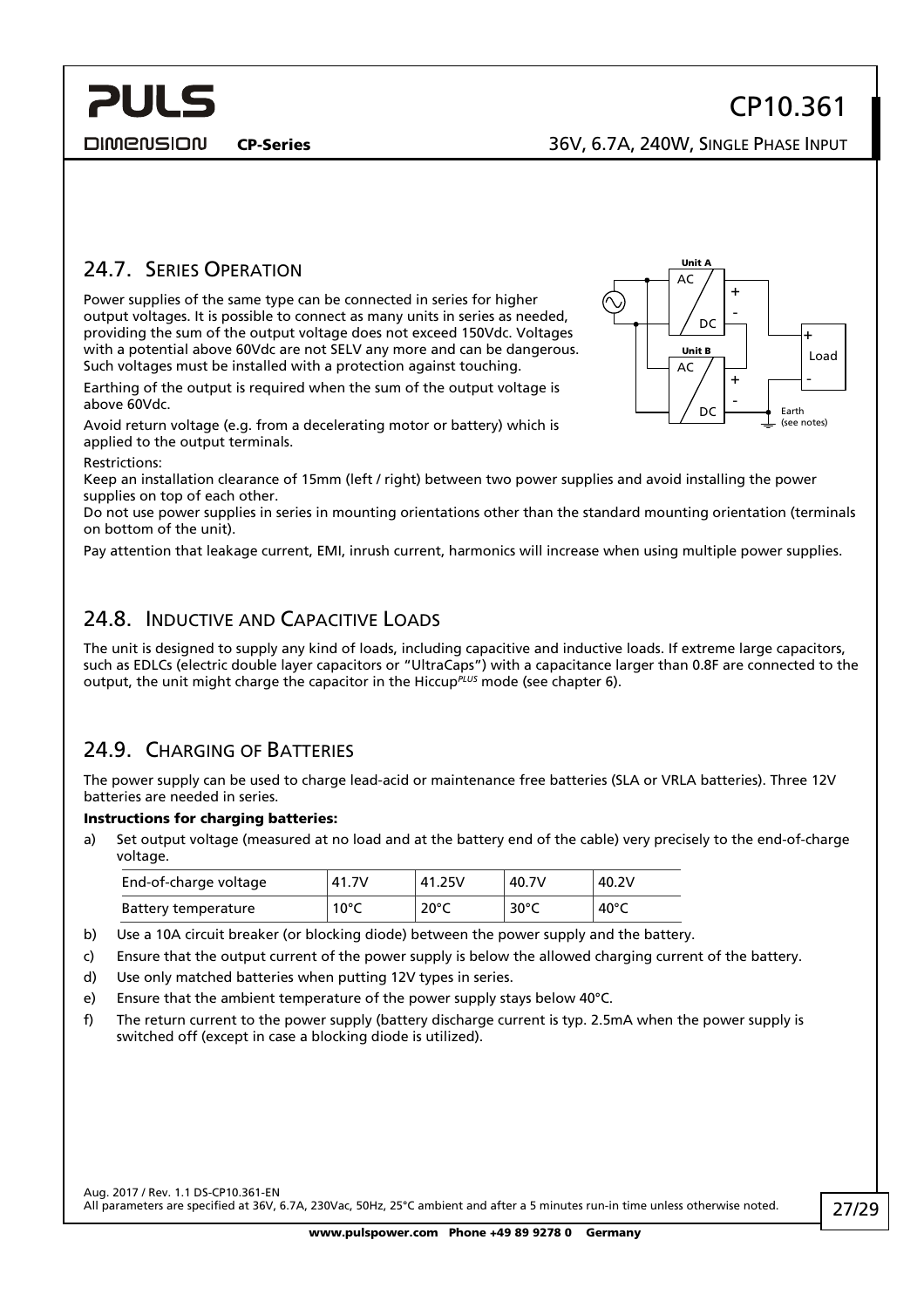## 24.7. Series Operation

Power supplies of the same type can be connected in series for higher output voltages. It is possible to connect as many units in series as needed, providing the sum of the output voltage does not exceed 150Vdc. Voltages with a potential above 60Vdc are not SELV any more and can be dangerous. Such voltages must be installed with a protection against touching.

Earthing of the output is required when the sum of the output voltage is above 60Vdc.

Avoid return voltage (e.g. from a decelerating motor or battery) which is applied to the output terminals.

Restrictions:

Keep an installation clearance of 15mm (left / right) between two power supplies and avoid installing the power supplies on top of each other.

Do not use power supplies in series in mounting orientations other than the standard mounting orientation (terminals on bottom of the unit).

Pay attention that leakage current, EMI, inrush current, harmonics will increase when using multiple power supplies.

## 24.8. Inductive and Capacitive Loads

The unit is designed to supply any kind of loads, including capacitive and inductive loads. If extreme large capacitors, such as EDLCs (electric double layer capacitors or "UltraCaps") with a capacitance larger than 0.8F are connected to the output, the unit might charge the capacitor in the Hiccup*PLUS* mode (see chapter 6).

## 24.9. Charging of Batteries

The power supply can be used to charge lead-acid or maintenance free batteries (SLA or VRLA batteries). Three 12V batteries are needed in series.

**Instructions for charging batteries:**

a) Set output voltage (measured at no load and at the battery end of the cable) very precisely to the end-of-charge voltage.

| End-of-charge voltage | 41.7V | 41.25V | 40.7V | 40.2V |
|---|---|---|---|---|
| Battery temperature | 10°C | 20°C | 30°C | 40°C |

b) Use a 10A circuit breaker (or blocking diode) between the power supply and the battery.

c) Ensure that the output current of the power supply is below the allowed charging current of the battery.

d) Use only matched batteries when putting 12V types in series.

e) Ensure that the ambient temperature of the power supply stays below 40°C.

f) The return current to the power supply (battery discharge current is typ. 2.5mA when the power supply is switched off (except in case a blocking diode is utilized).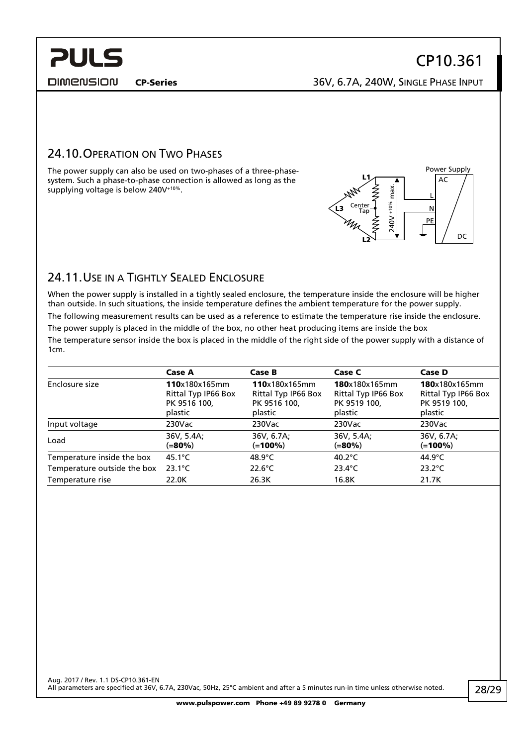## 24.10. Operation on Two Phases

The power supply can also be used on two-phases of a three-phase-system. Such a phase-to-phase connection is allowed as long as the supplying voltage is below 240V$^{+10\%}$.

## 24.11. Use in a Tightly Sealed Enclosure

When the power supply is installed in a tightly sealed enclosure, the temperature inside the enclosure will be higher than outside. In such situations, the inside temperature defines the ambient temperature for the power supply.

The following measurement results can be used as a reference to estimate the temperature rise inside the enclosure.

The power supply is placed in the middle of the box, no other heat producing items are inside the box

The temperature sensor inside the box is placed in the middle of the right side of the power supply with a distance of 1cm.

| | **Case A** | **Case B** | **Case C** | **Case D** |
|---|---|---|---|---|
| Enclosure size | **110**x180x165mm Rittal Typ IP66 Box PK 9516 100, plastic | **110**x180x165mm Rittal Typ IP66 Box PK 9516 100, plastic | **180**x180x165mm Rittal Typ IP66 Box PK 9519 100, plastic | **180**x180x165mm Rittal Typ IP66 Box PK 9519 100, plastic |
| Input voltage | 230Vac | 230Vac | 230Vac | 230Vac |
| Load | 36V, 5.4A; (=**80%**) | 36V, 6.7A; (=**100%**) | 36V, 5.4A; (=**80%**) | 36V, 6.7A; (=**100%**) |
| Temperature inside the box | 45.1°C | 48.9°C | 40.2°C | 44.9°C |
| Temperature outside the box | 23.1°C | 22.6°C | 23.4°C | 23.2°C |
| Temperature rise | 22.0K | 26.3K | 16.8K | 21.7K |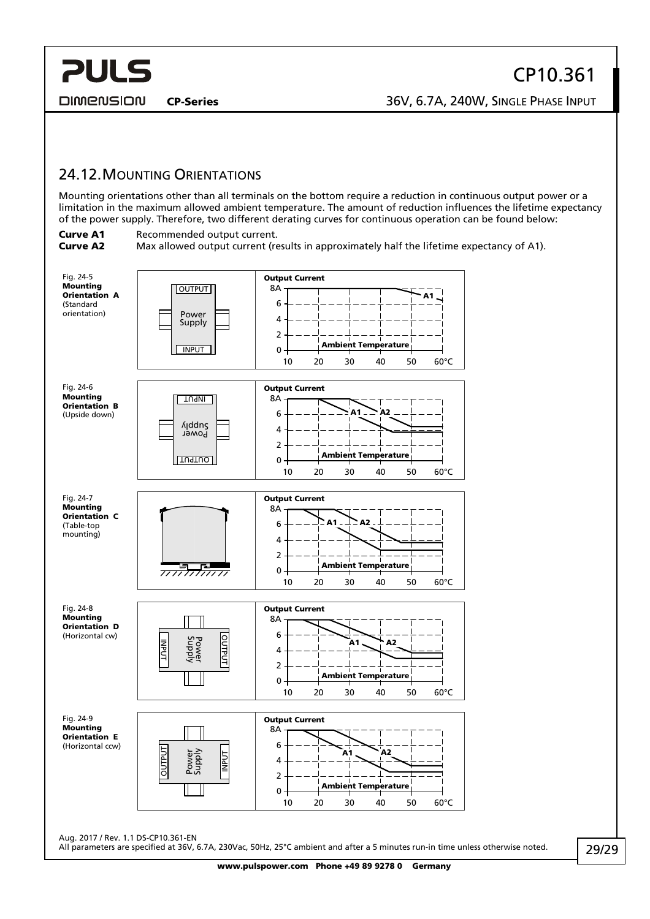## 24.12. MOUNTING ORIENTATIONS

Mounting orientations other than all terminals on the bottom require a reduction in continuous output power or a limitation in the maximum allowed ambient temperature. The amount of reduction influences the lifetime expectancy of the power supply. Therefore, two different derating curves for continuous operation can be found below:

**Curve A1** Recommended output current.
**Curve A2** Max allowed output current (results in approximately half the lifetime expectancy of A1).

Fig. 24-5 **Mounting Orientation A** (Standard orientation)

OUTPUT
Power Supply
INPUT

Output Current
8A
6
4
2
0
A1
Ambient Temperature
10 20 30 40 50 60°C

Fig. 24-6 **Mounting Orientation B** (Upside down)

INPUT
Power Supply
OUTPUT

Output Current
8A
6
4
2
0
A1 A2
Ambient Temperature
10 20 30 40 50 60°C

Fig. 24-7 **Mounting Orientation C** (Table-top mounting)

Output Current
8A
6
4
2
0
A1 A2
Ambient Temperature
10 20 30 40 50 60°C

Fig. 24-8 **Mounting Orientation D** (Horizontal cw)

INPUT
Power Supply
OUTPUT

Output Current
8A
6
4
2
0
A1 A2
Ambient Temperature
10 20 30 40 50 60°C

Fig. 24-9 **Mounting Orientation E** (Horizontal ccw)

OUTPUT
Power Supply
INPUT

Output Current
8A
6
4
2
0
A1 A2
Ambient Temperature
10 20 30 40 50 60°C